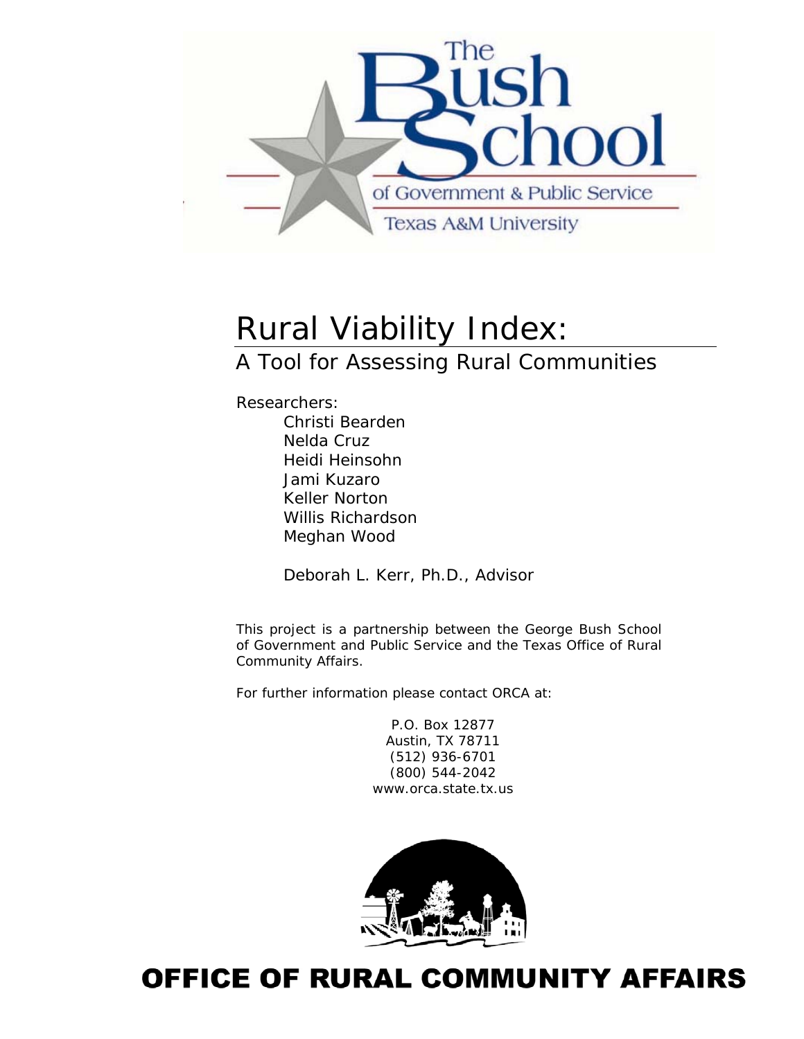The Bush School of Government & Public Service

Texas A&M University

# Rural Viability Index:

## A Tool for Assessing Rural Communities

Researchers:

- Christi Bearden
- Nelda Cruz
- Heidi Heinsohn
- Jami Kuzaro
- Keller Norton
- Willis Richardson
- Meghan Wood

Deborah L. Kerr, Ph.D., Advisor

This project is a partnership between the George Bush School of Government and Public Service and the Texas Office of Rural Community Affairs.

For further information please contact ORCA at:

P.O. Box 12877
Austin, TX 78711
(512) 936-6701
(800) 544-2042
www.orca.state.tx.us

**OFFICE OF RURAL COMMUNITY AFFAIRS**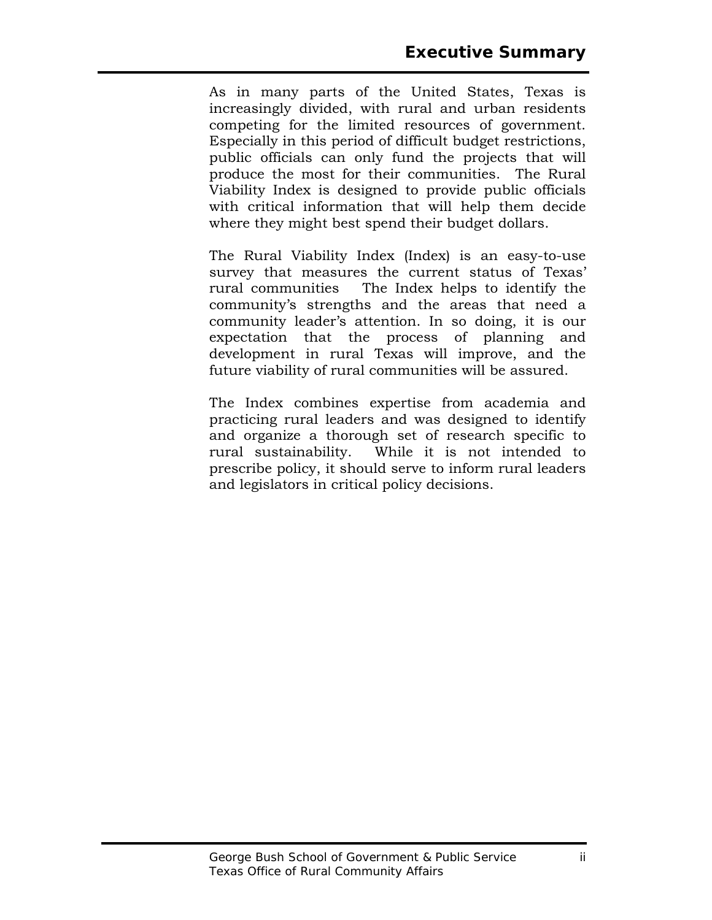# Executive Summary

As in many parts of the United States, Texas is increasingly divided, with rural and urban residents competing for the limited resources of government. Especially in this period of difficult budget restrictions, public officials can only fund the projects that will produce the most for their communities. The Rural Viability Index is designed to provide public officials with critical information that will help them decide where they might best spend their budget dollars.

The Rural Viability Index (Index) is an easy-to-use survey that measures the current status of Texas' rural communities The Index helps to identify the community's strengths and the areas that need a community leader's attention. In so doing, it is our expectation that the process of planning and development in rural Texas will improve, and the future viability of rural communities will be assured.

The Index combines expertise from academia and practicing rural leaders and was designed to identify and organize a thorough set of research specific to rural sustainability. While it is not intended to prescribe policy, it should serve to inform rural leaders and legislators in critical policy decisions.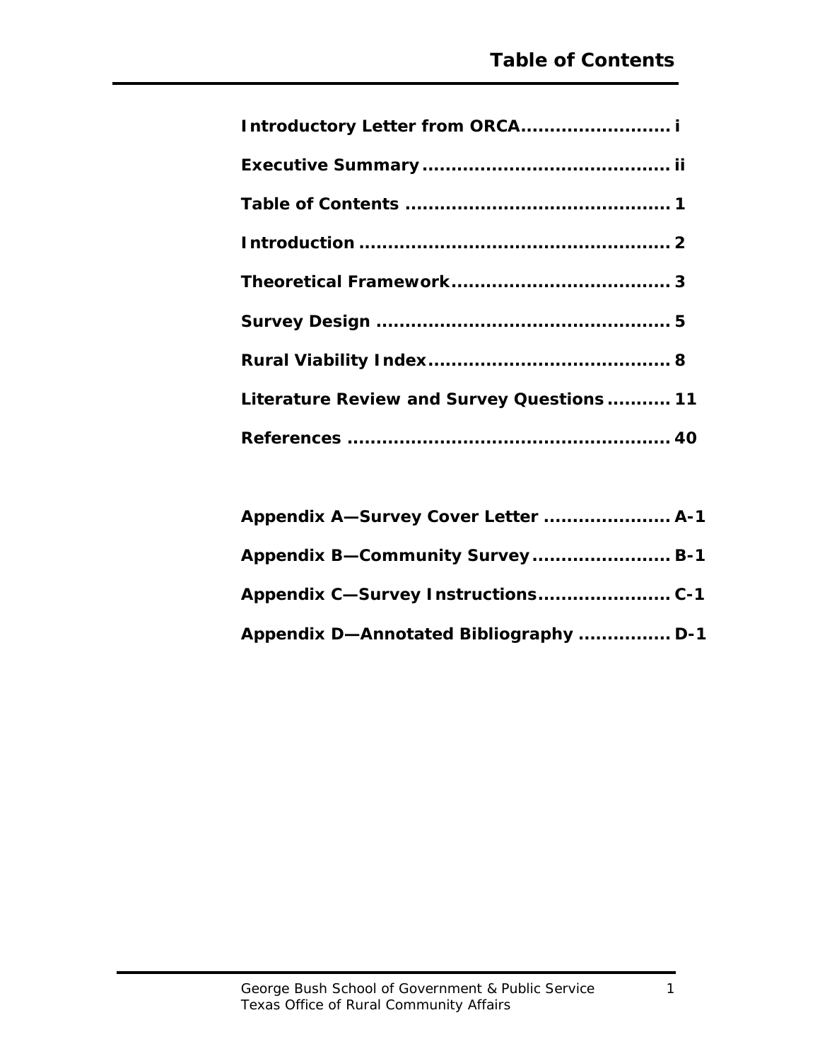# Table of Contents

**Introductory Letter from ORCA........................ i**

**Executive Summary......................................... ii**

**Table of Contents ........................................... 1**

**Introduction ................................................... 2**

**Theoretical Framework.................................... 3**

**Survey Design ................................................ 5**

**Rural Viability Index........................................ 8**

**Literature Review and Survey Questions .......... 11**

**References ..................................................... 40**

**Appendix A—Survey Cover Letter ..................... A-1**

**Appendix B—Community Survey ....................... B-1**

**Appendix C—Survey Instructions...................... C-1**

**Appendix D—Annotated Bibliography ............... D-1**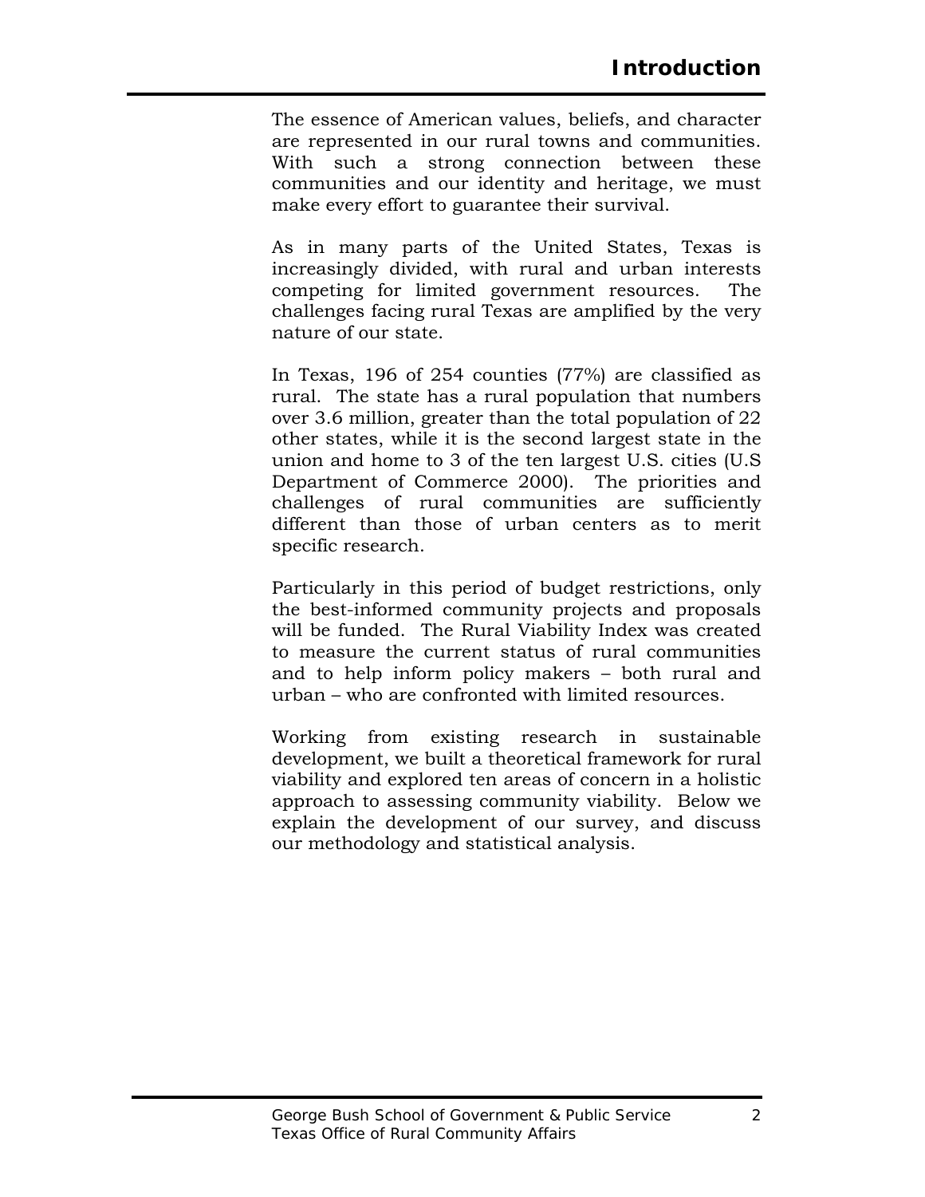# Introduction

The essence of American values, beliefs, and character are represented in our rural towns and communities. With such a strong connection between these communities and our identity and heritage, we must make every effort to guarantee their survival.

As in many parts of the United States, Texas is increasingly divided, with rural and urban interests competing for limited government resources. The challenges facing rural Texas are amplified by the very nature of our state.

In Texas, 196 of 254 counties (77%) are classified as rural. The state has a rural population that numbers over 3.6 million, greater than the total population of 22 other states, while it is the second largest state in the union and home to 3 of the ten largest U.S. cities (U.S Department of Commerce 2000). The priorities and challenges of rural communities are sufficiently different than those of urban centers as to merit specific research.

Particularly in this period of budget restrictions, only the best-informed community projects and proposals will be funded. The Rural Viability Index was created to measure the current status of rural communities and to help inform policy makers – both rural and urban – who are confronted with limited resources.

Working from existing research in sustainable development, we built a theoretical framework for rural viability and explored ten areas of concern in a holistic approach to assessing community viability. Below we explain the development of our survey, and discuss our methodology and statistical analysis.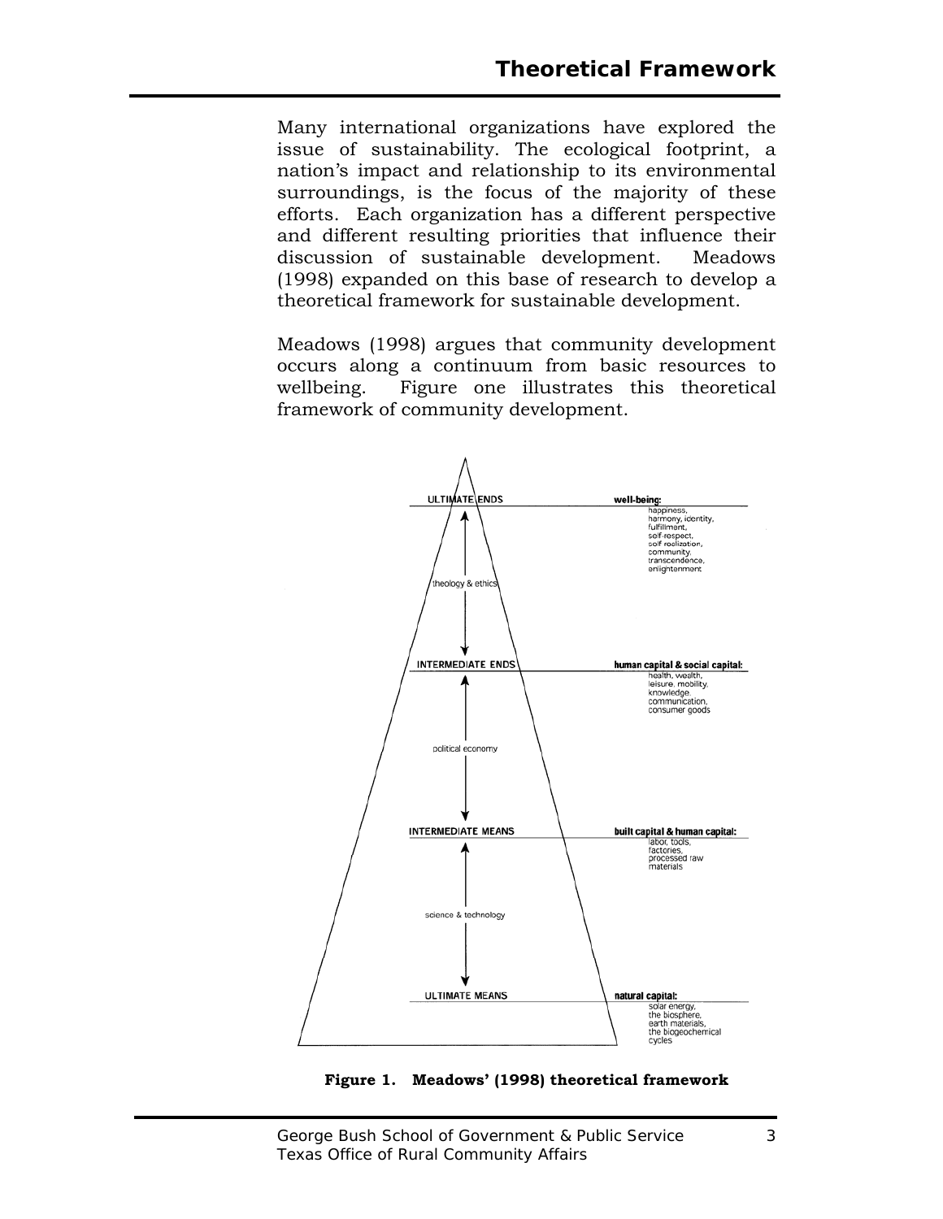## Theoretical Framework

Many international organizations have explored the issue of sustainability. The ecological footprint, a nation's impact and relationship to its environmental surroundings, is the focus of the majority of these efforts. Each organization has a different perspective and different resulting priorities that influence their discussion of sustainable development. Meadows (1998) expanded on this base of research to develop a theoretical framework for sustainable development.

Meadows (1998) argues that community development occurs along a continuum from basic resources to wellbeing. Figure one illustrates this theoretical framework of community development.

ULTIMATE ENDS — **well-being:** happiness, harmony, identity, fulfillment, self-respect, self realization, community, transcendence, enlightenment

theology & ethics

INTERMEDIATE ENDS — **human capital & social capital:** health, wealth, leisure, mobility, knowledge, communication, consumer goods

political economy

INTERMEDIATE MEANS — **built capital & human capital:** labor, tools, factories, processed raw materials

science & technology

ULTIMATE MEANS — **natural capital:** solar energy, the biosphere, earth materials, the biogeochemical cycles

**Figure 1. Meadows' (1998) theoretical framework**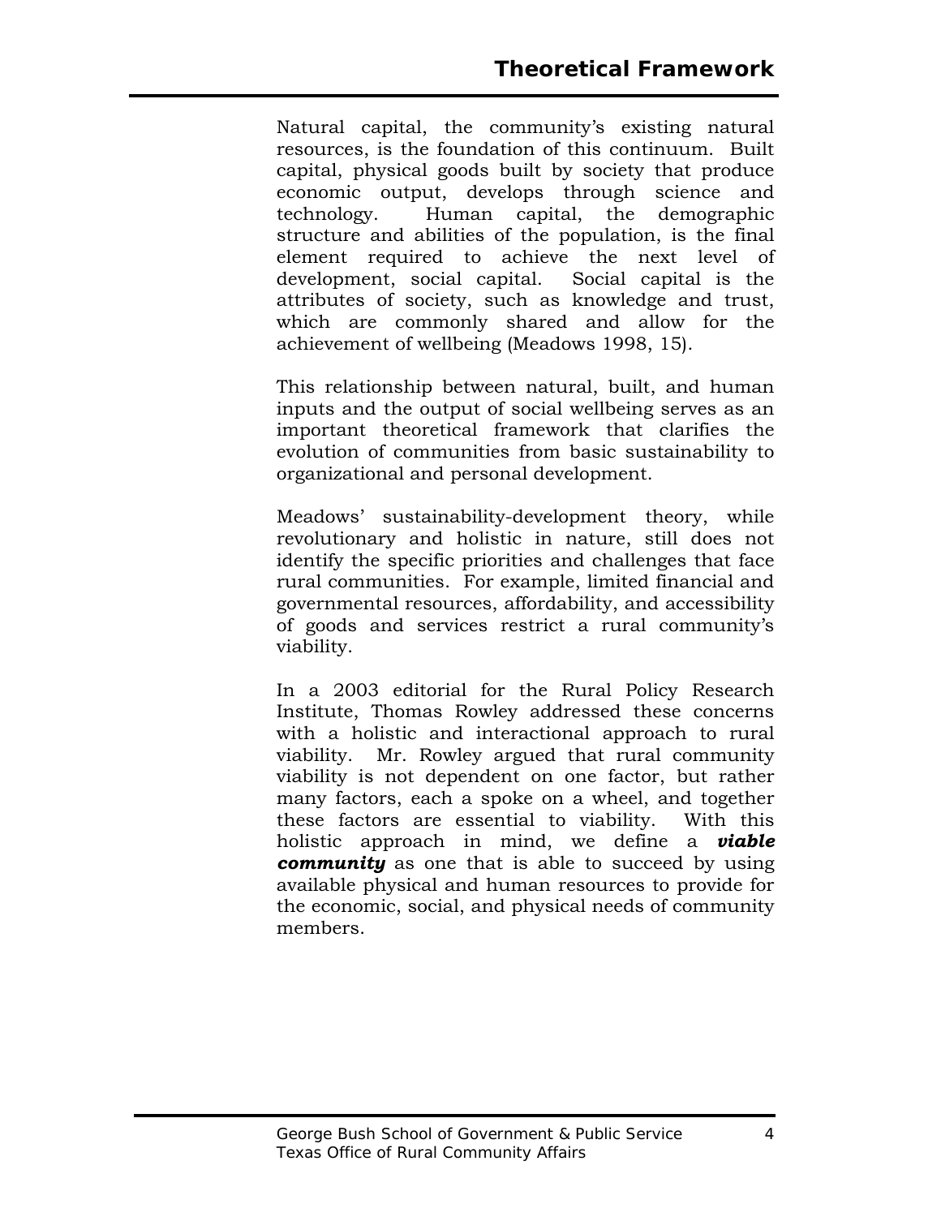Natural capital, the community's existing natural resources, is the foundation of this continuum. Built capital, physical goods built by society that produce economic output, develops through science and technology. Human capital, the demographic structure and abilities of the population, is the final element required to achieve the next level of development, social capital. Social capital is the attributes of society, such as knowledge and trust, which are commonly shared and allow for the achievement of wellbeing (Meadows 1998, 15).

This relationship between natural, built, and human inputs and the output of social wellbeing serves as an important theoretical framework that clarifies the evolution of communities from basic sustainability to organizational and personal development.

Meadows' sustainability-development theory, while revolutionary and holistic in nature, still does not identify the specific priorities and challenges that face rural communities. For example, limited financial and governmental resources, affordability, and accessibility of goods and services restrict a rural community's viability.

In a 2003 editorial for the Rural Policy Research Institute, Thomas Rowley addressed these concerns with a holistic and interactional approach to rural viability. Mr. Rowley argued that rural community viability is not dependent on one factor, but rather many factors, each a spoke on a wheel, and together these factors are essential to viability. With this holistic approach in mind, we define a ***viable community*** as one that is able to succeed by using available physical and human resources to provide for the economic, social, and physical needs of community members.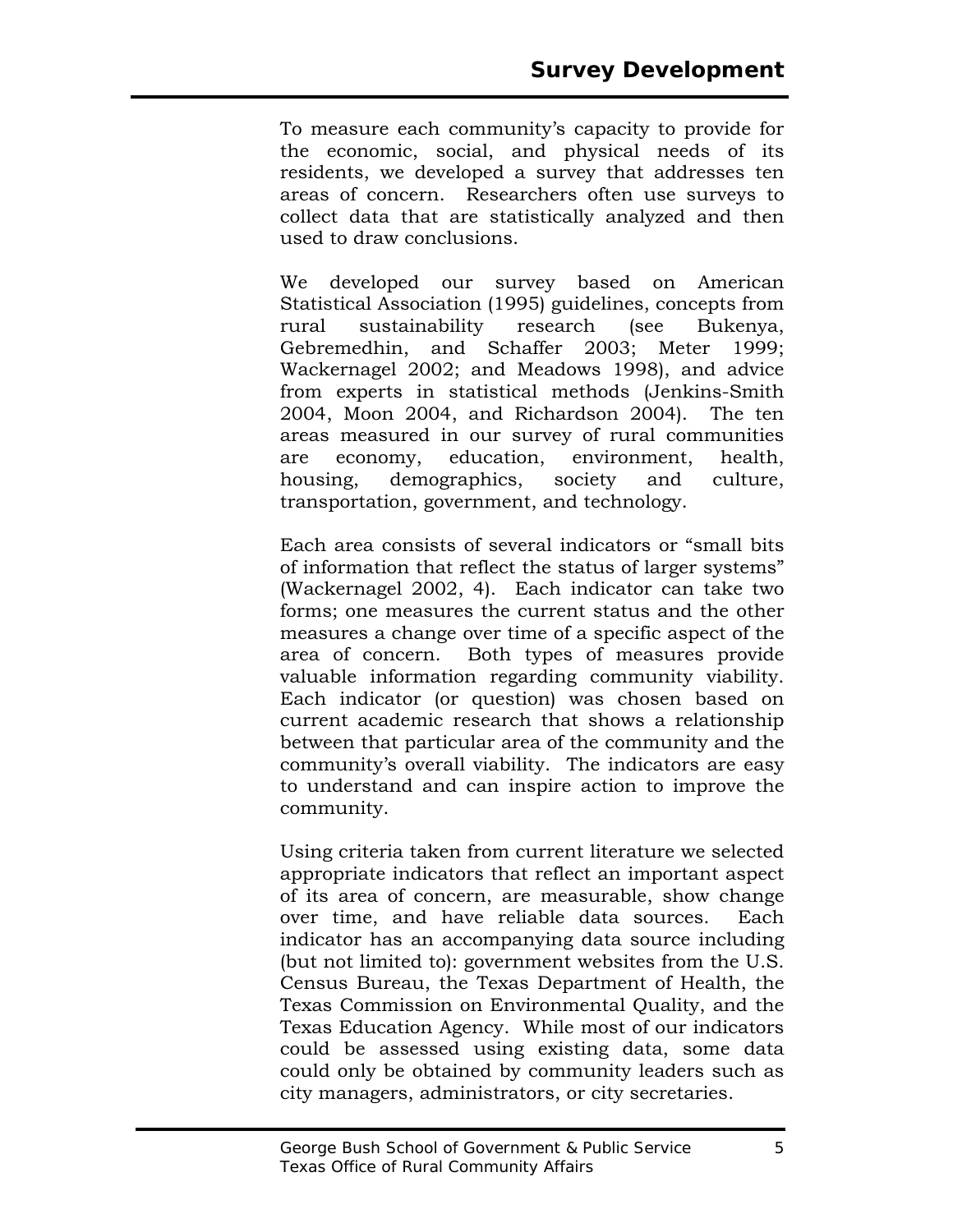# Survey Development

To measure each community's capacity to provide for the economic, social, and physical needs of its residents, we developed a survey that addresses ten areas of concern. Researchers often use surveys to collect data that are statistically analyzed and then used to draw conclusions.

We developed our survey based on American Statistical Association (1995) guidelines, concepts from rural sustainability research (see Bukenya, Gebremedhin, and Schaffer 2003; Meter 1999; Wackernagel 2002; and Meadows 1998), and advice from experts in statistical methods (Jenkins-Smith 2004, Moon 2004, and Richardson 2004). The ten areas measured in our survey of rural communities are economy, education, environment, health, housing, demographics, society and culture, transportation, government, and technology.

Each area consists of several indicators or "small bits of information that reflect the status of larger systems" (Wackernagel 2002, 4). Each indicator can take two forms; one measures the current status and the other measures a change over time of a specific aspect of the area of concern. Both types of measures provide valuable information regarding community viability. Each indicator (or question) was chosen based on current academic research that shows a relationship between that particular area of the community and the community's overall viability. The indicators are easy to understand and can inspire action to improve the community.

Using criteria taken from current literature we selected appropriate indicators that reflect an important aspect of its area of concern, are measurable, show change over time, and have reliable data sources. Each indicator has an accompanying data source including (but not limited to): government websites from the U.S. Census Bureau, the Texas Department of Health, the Texas Commission on Environmental Quality, and the Texas Education Agency. While most of our indicators could be assessed using existing data, some data could only be obtained by community leaders such as city managers, administrators, or city secretaries.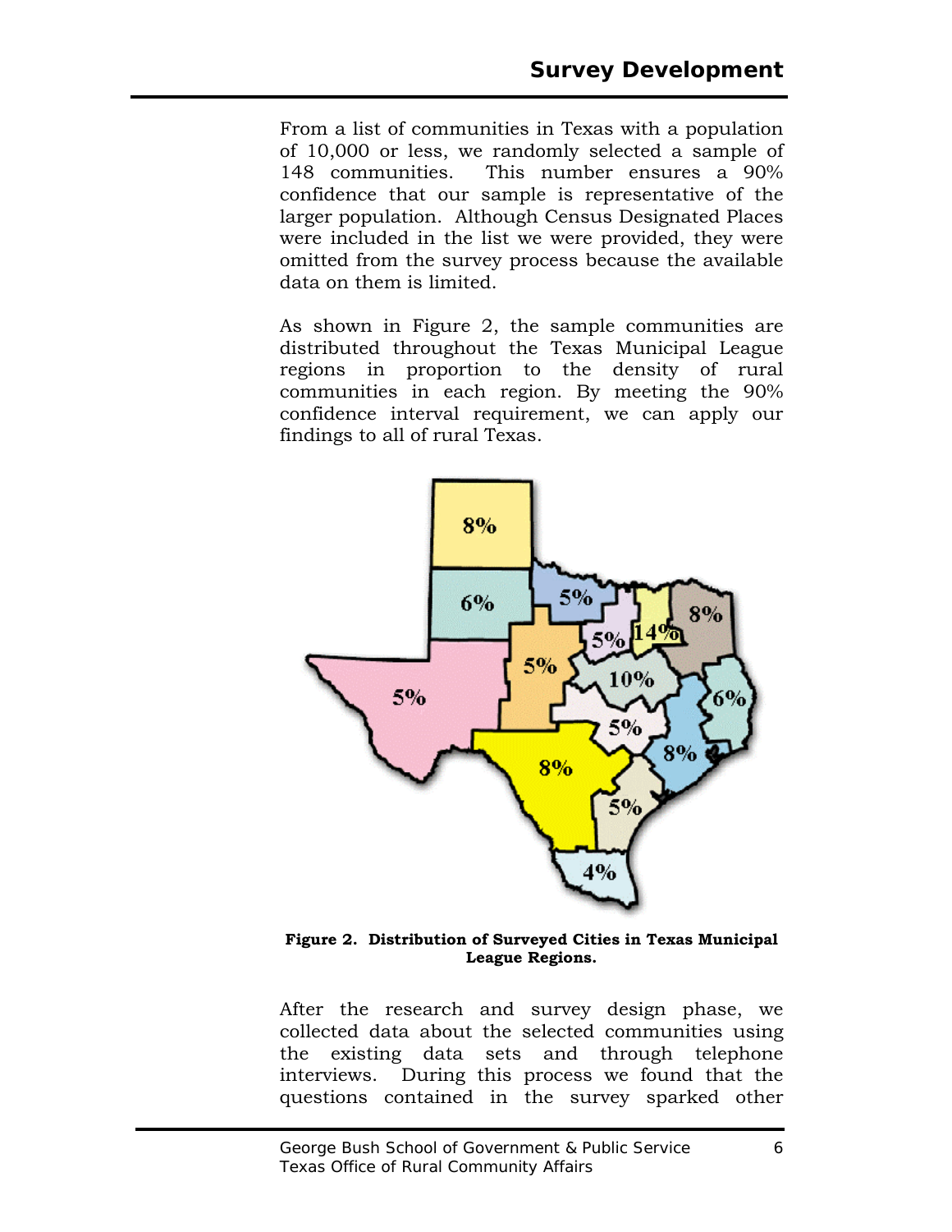## Survey Development

From a list of communities in Texas with a population of 10,000 or less, we randomly selected a sample of 148 communities. This number ensures a 90% confidence that our sample is representative of the larger population. Although Census Designated Places were included in the list we were provided, they were omitted from the survey process because the available data on them is limited.

As shown in Figure 2, the sample communities are distributed throughout the Texas Municipal League regions in proportion to the density of rural communities in each region. By meeting the 90% confidence interval requirement, we can apply our findings to all of rural Texas.

**Figure 2. Distribution of Surveyed Cities in Texas Municipal League Regions.**

After the research and survey design phase, we collected data about the selected communities using the existing data sets and through telephone interviews. During this process we found that the questions contained in the survey sparked other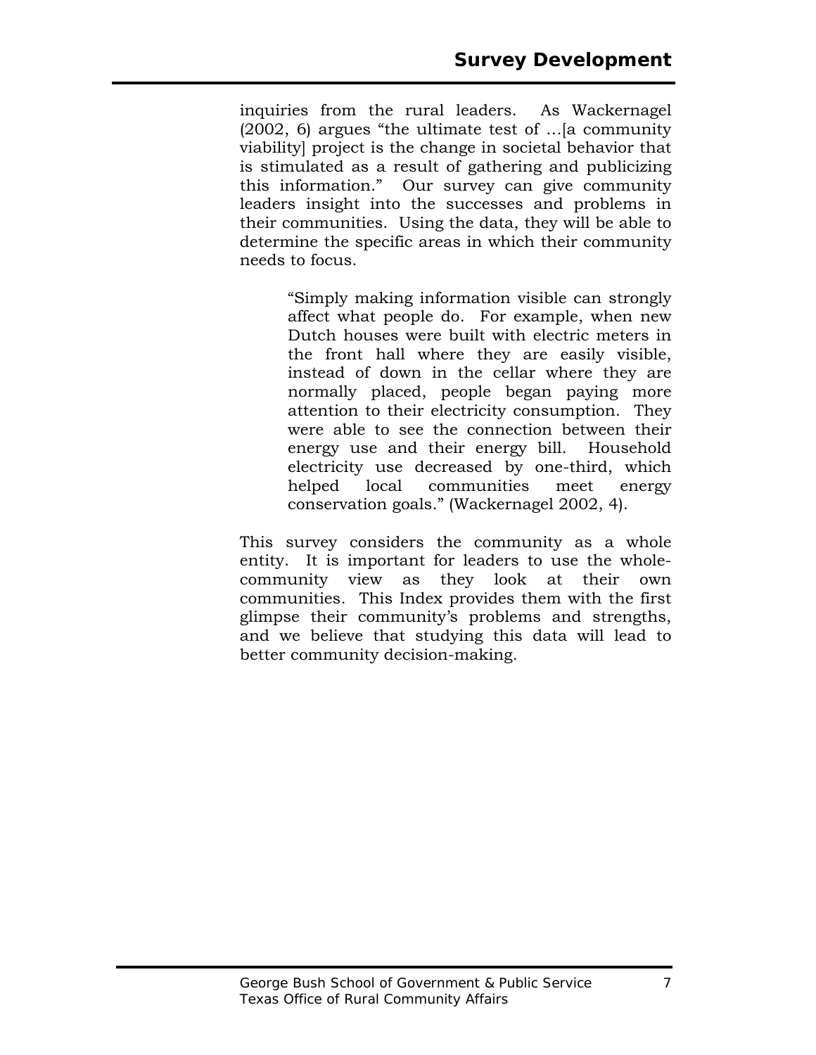inquiries from the rural leaders. As Wackernagel (2002, 6) argues "the ultimate test of …[a community viability] project is the change in societal behavior that is stimulated as a result of gathering and publicizing this information." Our survey can give community leaders insight into the successes and problems in their communities. Using the data, they will be able to determine the specific areas in which their community needs to focus.

> "Simply making information visible can strongly affect what people do. For example, when new Dutch houses were built with electric meters in the front hall where they are easily visible, instead of down in the cellar where they are normally placed, people began paying more attention to their electricity consumption. They were able to see the connection between their energy use and their energy bill. Household electricity use decreased by one-third, which helped local communities meet energy conservation goals." (Wackernagel 2002, 4).

This survey considers the community as a whole entity. It is important for leaders to use the whole-community view as they look at their own communities. This Index provides them with the first glimpse their community's problems and strengths, and we believe that studying this data will lead to better community decision-making.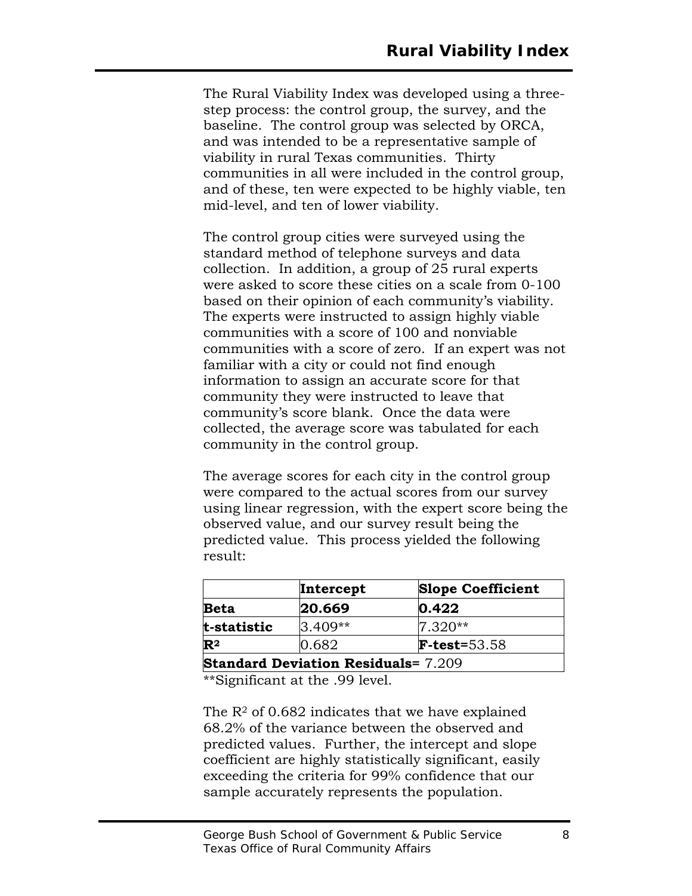## Rural Viability Index

The Rural Viability Index was developed using a three-step process: the control group, the survey, and the baseline. The control group was selected by ORCA, and was intended to be a representative sample of viability in rural Texas communities. Thirty communities in all were included in the control group, and of these, ten were expected to be highly viable, ten mid-level, and ten of lower viability.

The control group cities were surveyed using the standard method of telephone surveys and data collection. In addition, a group of 25 rural experts were asked to score these cities on a scale from 0-100 based on their opinion of each community's viability. The experts were instructed to assign highly viable communities with a score of 100 and nonviable communities with a score of zero. If an expert was not familiar with a city or could not find enough information to assign an accurate score for that community they were instructed to leave that community's score blank. Once the data were collected, the average score was tabulated for each community in the control group.

The average scores for each city in the control group were compared to the actual scores from our survey using linear regression, with the expert score being the observed value, and our survey result being the predicted value. This process yielded the following result:

| | **Intercept** | **Slope Coefficient** |
|---|---|---|
| **Beta** | **20.669** | **0.422** |
| **t-statistic** | 3.409** | 7.320** |
| **$R^2$** | 0.682 | **F-test**=53.58 |
| **Standard Deviation Residuals=** 7.209 | | |

**Significant at the .99 level.

The $R^2$ of 0.682 indicates that we have explained 68.2% of the variance between the observed and predicted values. Further, the intercept and slope coefficient are highly statistically significant, easily exceeding the criteria for 99% confidence that our sample accurately represents the population.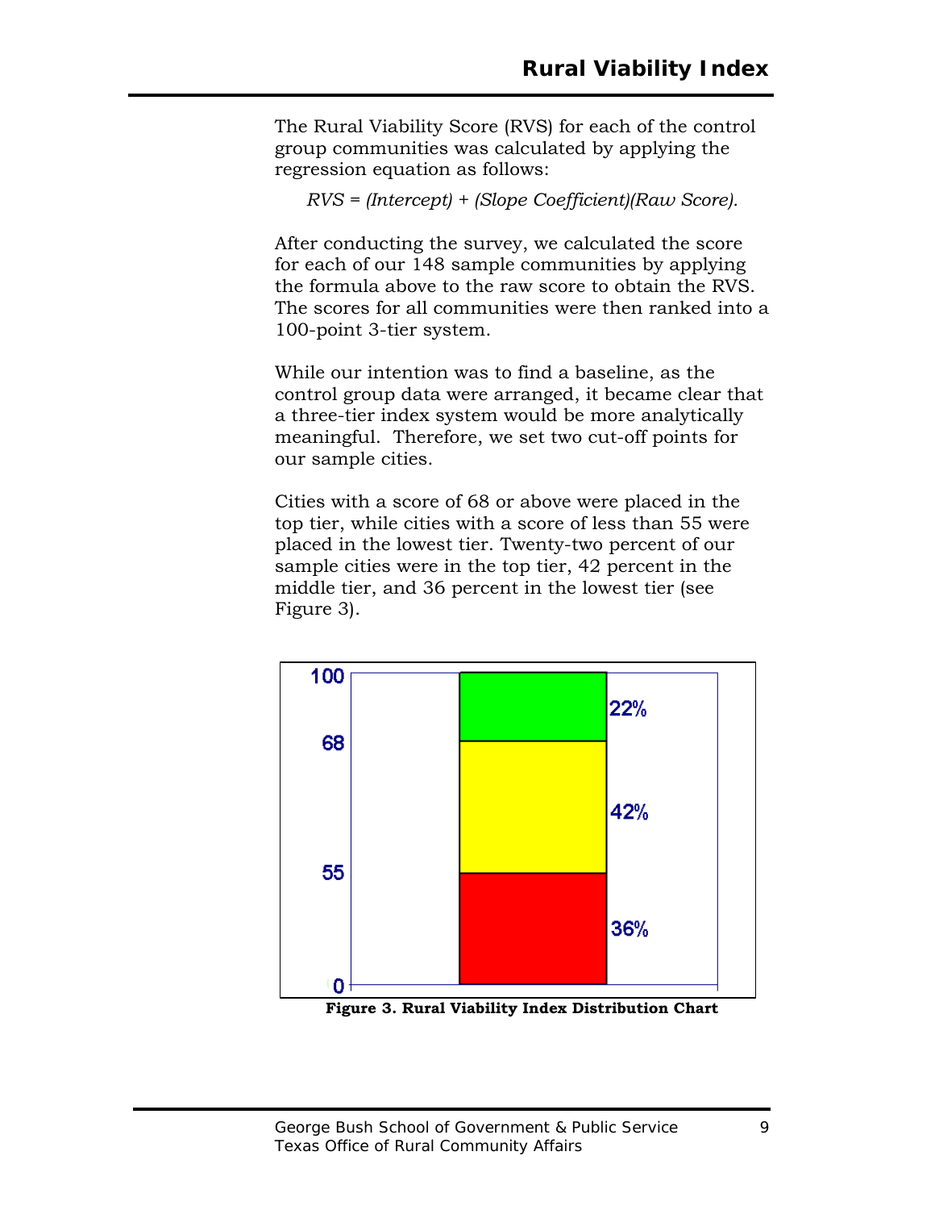The Rural Viability Score (RVS) for each of the control group communities was calculated by applying the regression equation as follows:

*RVS = (Intercept) + (Slope Coefficient)(Raw Score).*

After conducting the survey, we calculated the score for each of our 148 sample communities by applying the formula above to the raw score to obtain the RVS. The scores for all communities were then ranked into a 100-point 3-tier system.

While our intention was to find a baseline, as the control group data were arranged, it became clear that a three-tier index system would be more analytically meaningful. Therefore, we set two cut-off points for our sample cities.

Cities with a score of 68 or above were placed in the top tier, while cities with a score of less than 55 were placed in the lowest tier. Twenty-two percent of our sample cities were in the top tier, 42 percent in the middle tier, and 36 percent in the lowest tier (see Figure 3).

**Figure 3. Rural Viability Index Distribution Chart**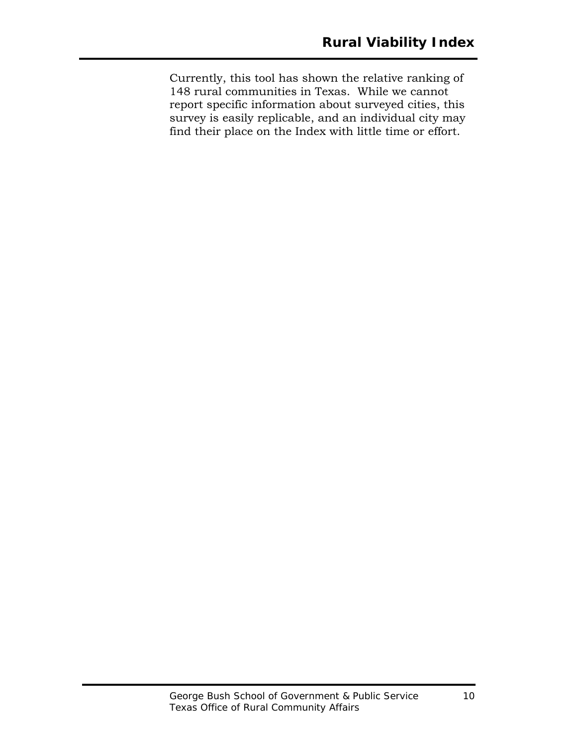Currently, this tool has shown the relative ranking of 148 rural communities in Texas. While we cannot report specific information about surveyed cities, this survey is easily replicable, and an individual city may find their place on the Index with little time or effort.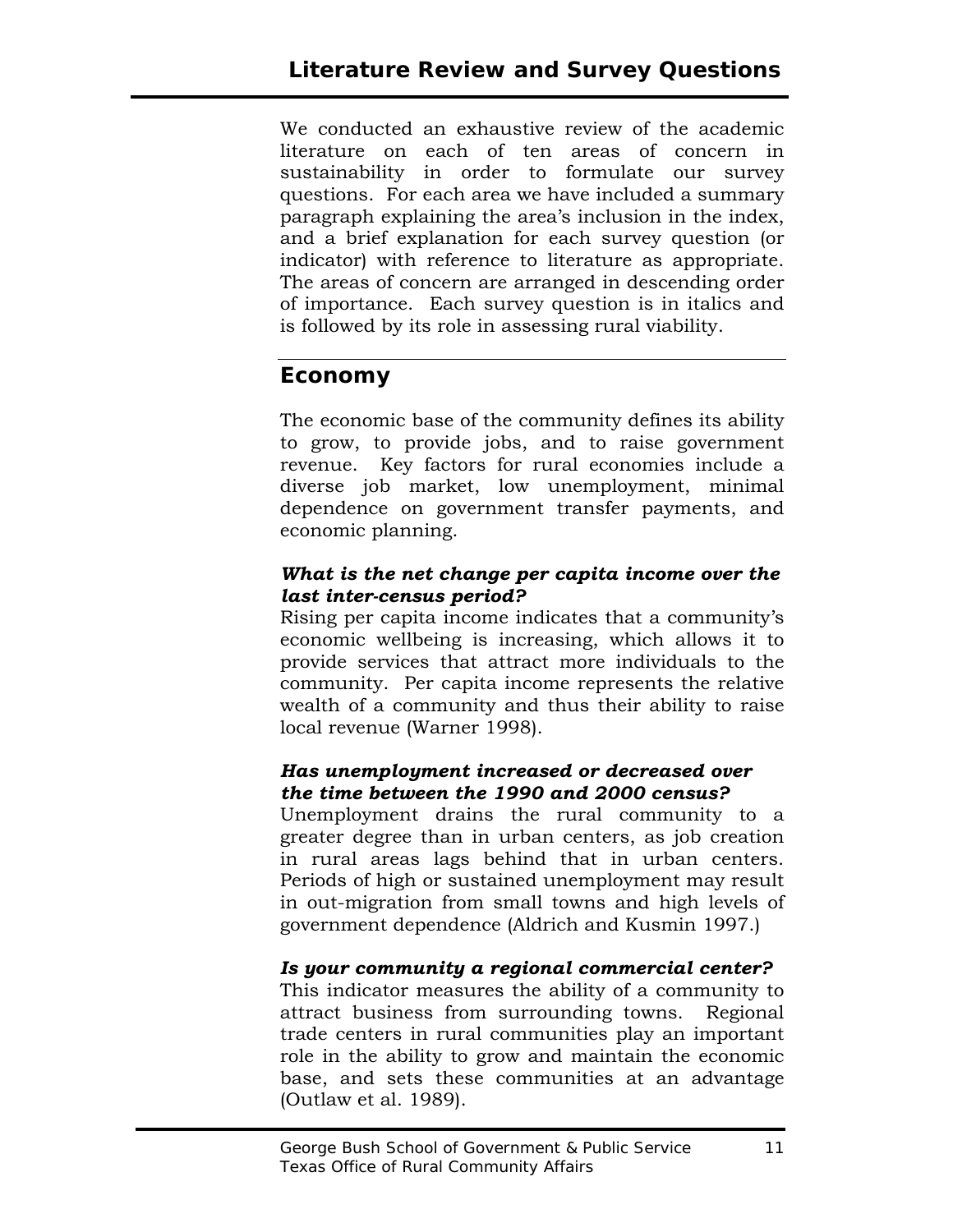# Literature Review and Survey Questions

We conducted an exhaustive review of the academic literature on each of ten areas of concern in sustainability in order to formulate our survey questions. For each area we have included a summary paragraph explaining the area's inclusion in the index, and a brief explanation for each survey question (or indicator) with reference to literature as appropriate. The areas of concern are arranged in descending order of importance. Each survey question is in italics and is followed by its role in assessing rural viability.

## Economy

The economic base of the community defines its ability to grow, to provide jobs, and to raise government revenue. Key factors for rural economies include a diverse job market, low unemployment, minimal dependence on government transfer payments, and economic planning.

***What is the net change per capita income over the last inter-census period?***

Rising per capita income indicates that a community's economic wellbeing is increasing, which allows it to provide services that attract more individuals to the community. Per capita income represents the relative wealth of a community and thus their ability to raise local revenue (Warner 1998).

***Has unemployment increased or decreased over the time between the 1990 and 2000 census?***

Unemployment drains the rural community to a greater degree than in urban centers, as job creation in rural areas lags behind that in urban centers. Periods of high or sustained unemployment may result in out-migration from small towns and high levels of government dependence (Aldrich and Kusmin 1997.)

***Is your community a regional commercial center?***

This indicator measures the ability of a community to attract business from surrounding towns. Regional trade centers in rural communities play an important role in the ability to grow and maintain the economic base, and sets these communities at an advantage (Outlaw et al. 1989).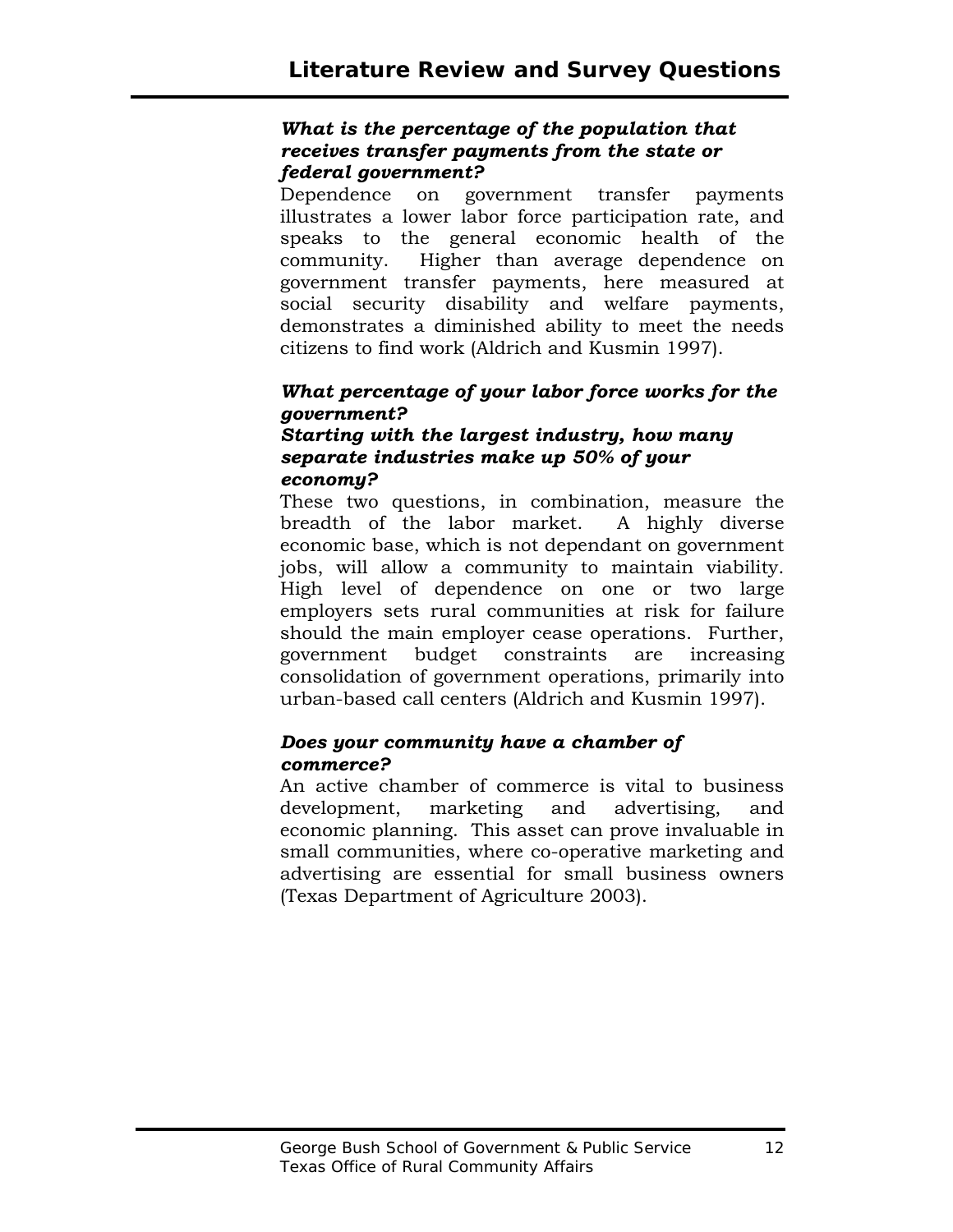***What is the percentage of the population that receives transfer payments from the state or federal government?***

Dependence on government transfer payments illustrates a lower labor force participation rate, and speaks to the general economic health of the community. Higher than average dependence on government transfer payments, here measured at social security disability and welfare payments, demonstrates a diminished ability to meet the needs citizens to find work (Aldrich and Kusmin 1997).

***What percentage of your labor force works for the government?***

***Starting with the largest industry, how many separate industries make up 50% of your economy?***

These two questions, in combination, measure the breadth of the labor market. A highly diverse economic base, which is not dependant on government jobs, will allow a community to maintain viability. High level of dependence on one or two large employers sets rural communities at risk for failure should the main employer cease operations. Further, government budget constraints are increasing consolidation of government operations, primarily into urban-based call centers (Aldrich and Kusmin 1997).

***Does your community have a chamber of commerce?***

An active chamber of commerce is vital to business development, marketing and advertising, and economic planning. This asset can prove invaluable in small communities, where co-operative marketing and advertising are essential for small business owners (Texas Department of Agriculture 2003).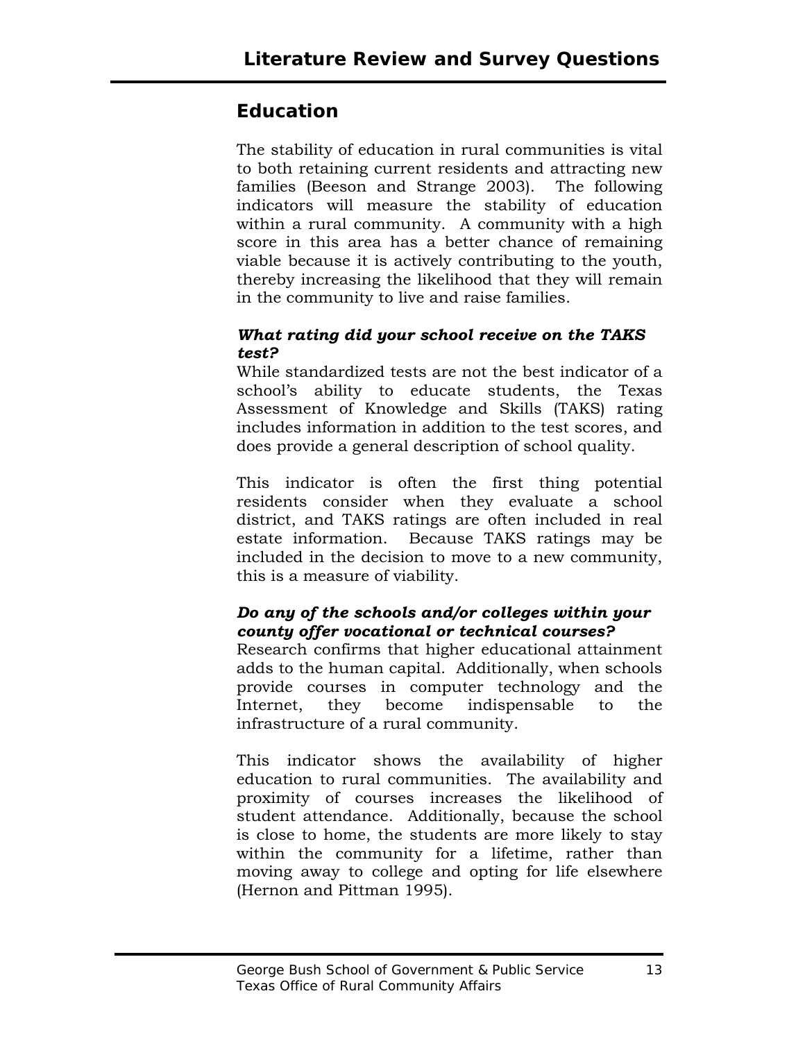## Education

The stability of education in rural communities is vital to both retaining current residents and attracting new families (Beeson and Strange 2003). The following indicators will measure the stability of education within a rural community. A community with a high score in this area has a better chance of remaining viable because it is actively contributing to the youth, thereby increasing the likelihood that they will remain in the community to live and raise families.

***What rating did your school receive on the TAKS test?***

While standardized tests are not the best indicator of a school's ability to educate students, the Texas Assessment of Knowledge and Skills (TAKS) rating includes information in addition to the test scores, and does provide a general description of school quality.

This indicator is often the first thing potential residents consider when they evaluate a school district, and TAKS ratings are often included in real estate information. Because TAKS ratings may be included in the decision to move to a new community, this is a measure of viability.

***Do any of the schools and/or colleges within your county offer vocational or technical courses?***

Research confirms that higher educational attainment adds to the human capital. Additionally, when schools provide courses in computer technology and the Internet, they become indispensable to the infrastructure of a rural community.

This indicator shows the availability of higher education to rural communities. The availability and proximity of courses increases the likelihood of student attendance. Additionally, because the school is close to home, the students are more likely to stay within the community for a lifetime, rather than moving away to college and opting for life elsewhere (Hernon and Pittman 1995).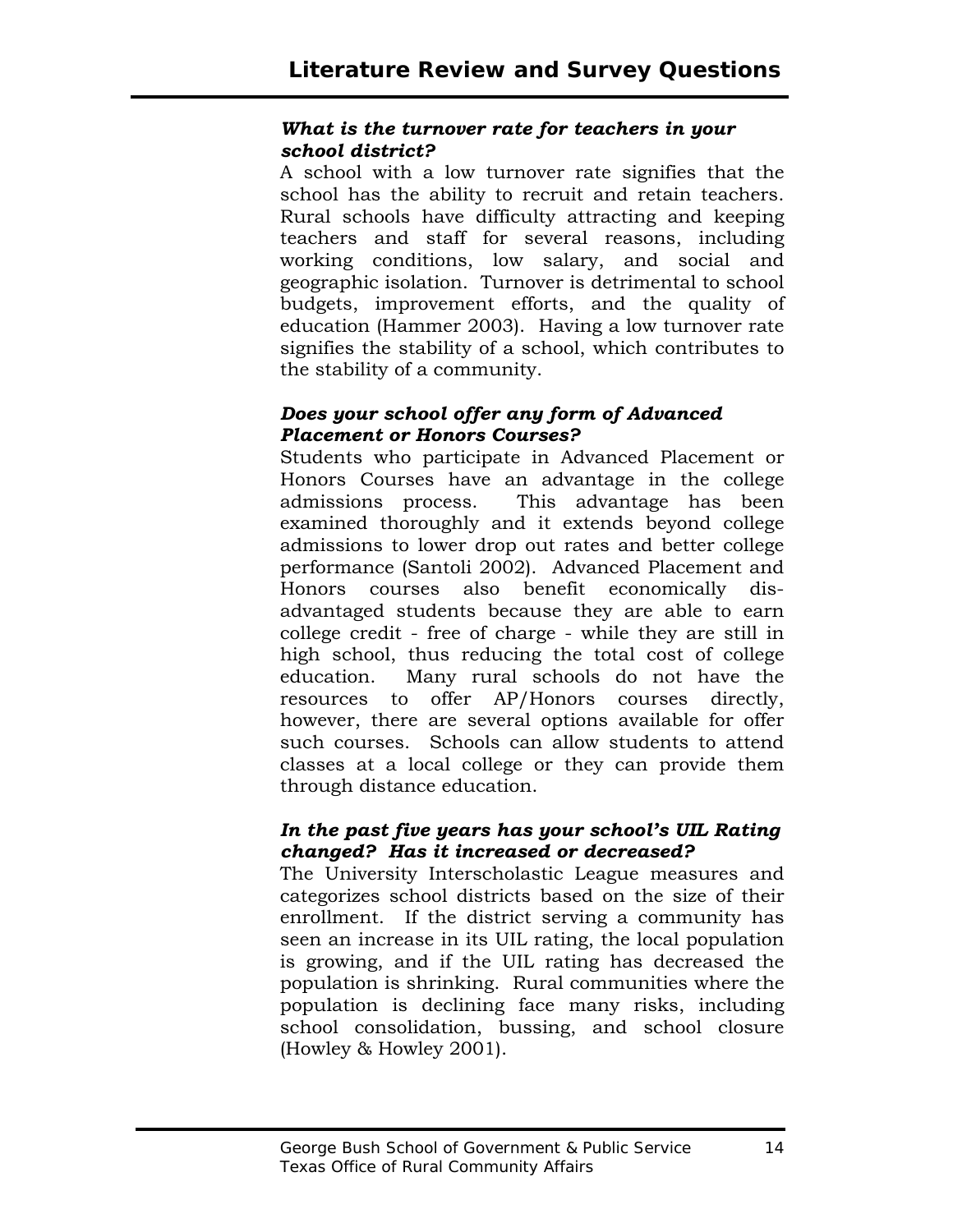# Literature Review and Survey Questions

***What is the turnover rate for teachers in your school district?***

A school with a low turnover rate signifies that the school has the ability to recruit and retain teachers. Rural schools have difficulty attracting and keeping teachers and staff for several reasons, including working conditions, low salary, and social and geographic isolation. Turnover is detrimental to school budgets, improvement efforts, and the quality of education (Hammer 2003). Having a low turnover rate signifies the stability of a school, which contributes to the stability of a community.

***Does your school offer any form of Advanced Placement or Honors Courses?***

Students who participate in Advanced Placement or Honors Courses have an advantage in the college admissions process. This advantage has been examined thoroughly and it extends beyond college admissions to lower drop out rates and better college performance (Santoli 2002). Advanced Placement and Honors courses also benefit economically dis-advantaged students because they are able to earn college credit - free of charge - while they are still in high school, thus reducing the total cost of college education. Many rural schools do not have the resources to offer AP/Honors courses directly, however, there are several options available for offer such courses. Schools can allow students to attend classes at a local college or they can provide them through distance education.

***In the past five years has your school's UIL Rating changed? Has it increased or decreased?***

The University Interscholastic League measures and categorizes school districts based on the size of their enrollment. If the district serving a community has seen an increase in its UIL rating, the local population is growing, and if the UIL rating has decreased the population is shrinking. Rural communities where the population is declining face many risks, including school consolidation, bussing, and school closure (Howley & Howley 2001).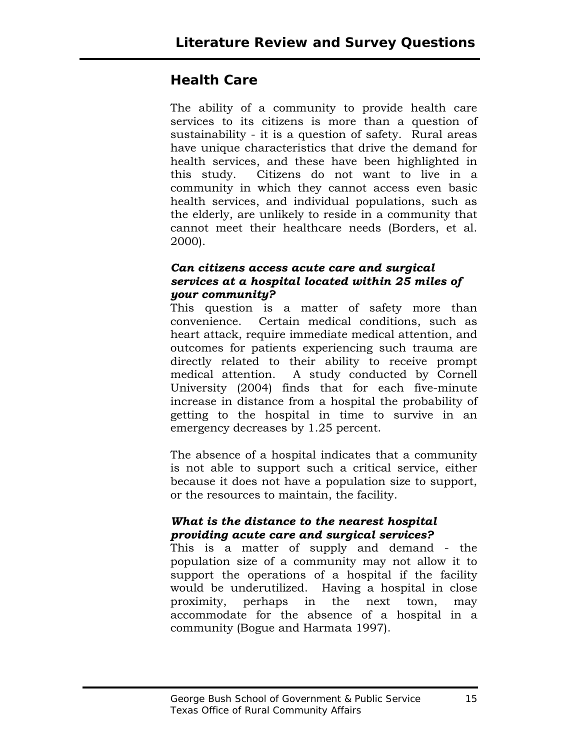## Health Care

The ability of a community to provide health care services to its citizens is more than a question of sustainability - it is a question of safety. Rural areas have unique characteristics that drive the demand for health services, and these have been highlighted in this study. Citizens do not want to live in a community in which they cannot access even basic health services, and individual populations, such as the elderly, are unlikely to reside in a community that cannot meet their healthcare needs (Borders, et al. 2000).

***Can citizens access acute care and surgical services at a hospital located within 25 miles of your community?***

This question is a matter of safety more than convenience. Certain medical conditions, such as heart attack, require immediate medical attention, and outcomes for patients experiencing such trauma are directly related to their ability to receive prompt medical attention. A study conducted by Cornell University (2004) finds that for each five-minute increase in distance from a hospital the probability of getting to the hospital in time to survive in an emergency decreases by 1.25 percent.

The absence of a hospital indicates that a community is not able to support such a critical service, either because it does not have a population size to support, or the resources to maintain, the facility.

***What is the distance to the nearest hospital providing acute care and surgical services?***

This is a matter of supply and demand - the population size of a community may not allow it to support the operations of a hospital if the facility would be underutilized. Having a hospital in close proximity, perhaps in the next town, may accommodate for the absence of a hospital in a community (Bogue and Harmata 1997).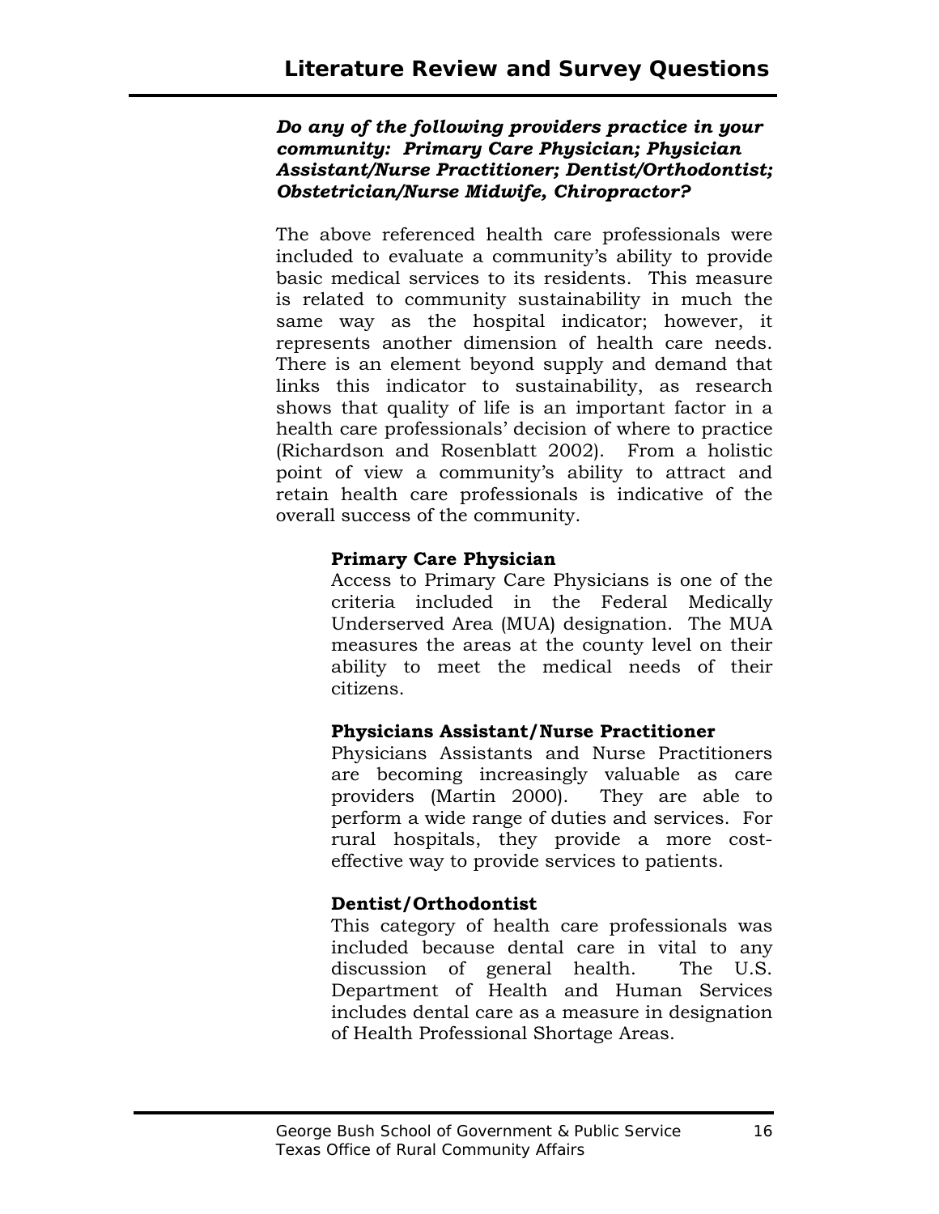## Literature Review and Survey Questions

***Do any of the following providers practice in your community: Primary Care Physician; Physician Assistant/Nurse Practitioner; Dentist/Orthodontist; Obstetrician/Nurse Midwife, Chiropractor?***

The above referenced health care professionals were included to evaluate a community's ability to provide basic medical services to its residents. This measure is related to community sustainability in much the same way as the hospital indicator; however, it represents another dimension of health care needs. There is an element beyond supply and demand that links this indicator to sustainability, as research shows that quality of life is an important factor in a health care professionals' decision of where to practice (Richardson and Rosenblatt 2002). From a holistic point of view a community's ability to attract and retain health care professionals is indicative of the overall success of the community.

**Primary Care Physician**

Access to Primary Care Physicians is one of the criteria included in the Federal Medically Underserved Area (MUA) designation. The MUA measures the areas at the county level on their ability to meet the medical needs of their citizens.

**Physicians Assistant/Nurse Practitioner**

Physicians Assistants and Nurse Practitioners are becoming increasingly valuable as care providers (Martin 2000). They are able to perform a wide range of duties and services. For rural hospitals, they provide a more cost-effective way to provide services to patients.

**Dentist/Orthodontist**

This category of health care professionals was included because dental care in vital to any discussion of general health. The U.S. Department of Health and Human Services includes dental care as a measure in designation of Health Professional Shortage Areas.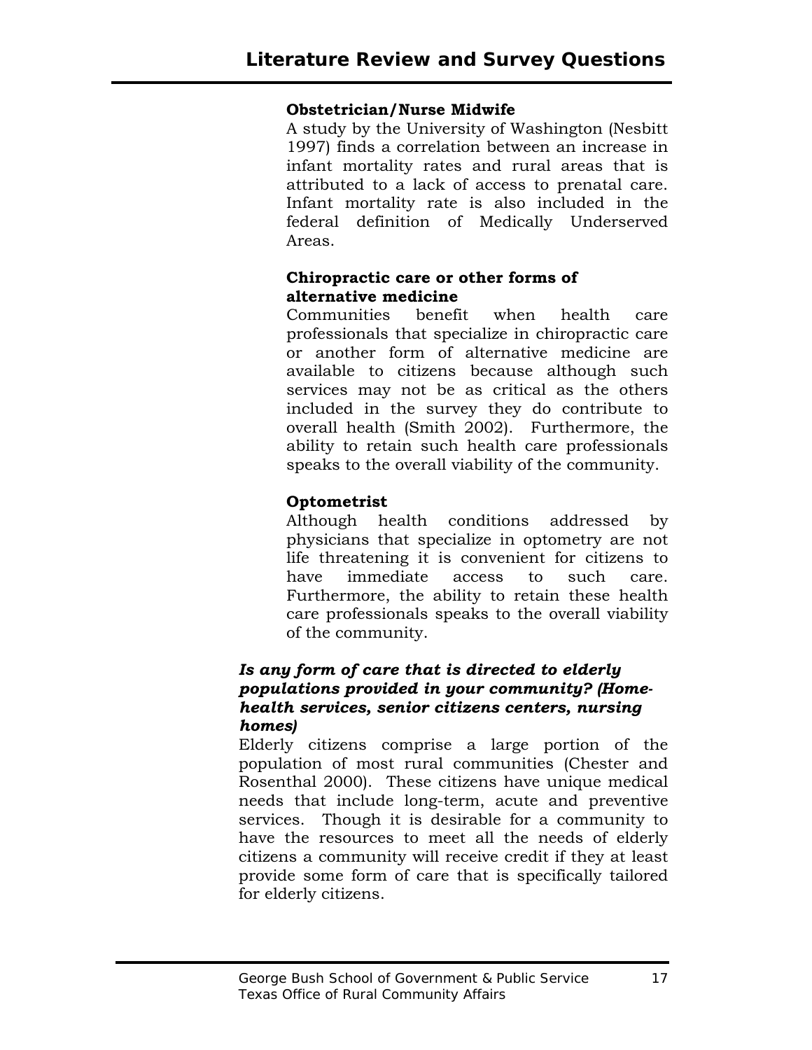**Obstetrician/Nurse Midwife**

A study by the University of Washington (Nesbitt 1997) finds a correlation between an increase in infant mortality rates and rural areas that is attributed to a lack of access to prenatal care. Infant mortality rate is also included in the federal definition of Medically Underserved Areas.

**Chiropractic care or other forms of alternative medicine**

Communities benefit when health care professionals that specialize in chiropractic care or another form of alternative medicine are available to citizens because although such services may not be as critical as the others included in the survey they do contribute to overall health (Smith 2002). Furthermore, the ability to retain such health care professionals speaks to the overall viability of the community.

**Optometrist**

Although health conditions addressed by physicians that specialize in optometry are not life threatening it is convenient for citizens to have immediate access to such care. Furthermore, the ability to retain these health care professionals speaks to the overall viability of the community.

***Is any form of care that is directed to elderly populations provided in your community? (Home-health services, senior citizens centers, nursing homes)***

Elderly citizens comprise a large portion of the population of most rural communities (Chester and Rosenthal 2000). These citizens have unique medical needs that include long-term, acute and preventive services. Though it is desirable for a community to have the resources to meet all the needs of elderly citizens a community will receive credit if they at least provide some form of care that is specifically tailored for elderly citizens.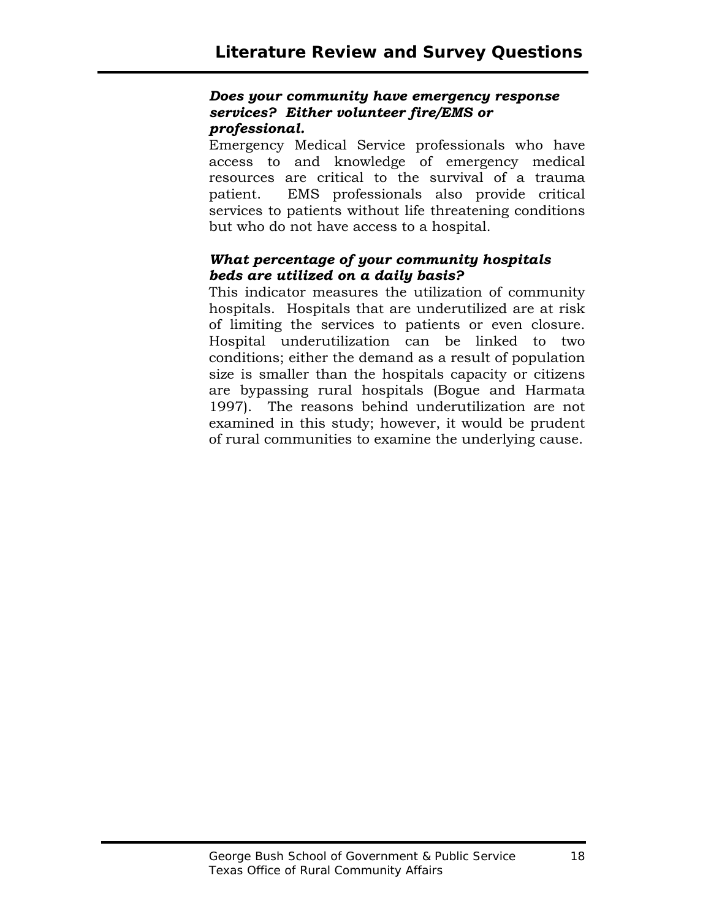***Does your community have emergency response services? Either volunteer fire/EMS or professional.***

Emergency Medical Service professionals who have access to and knowledge of emergency medical resources are critical to the survival of a trauma patient. EMS professionals also provide critical services to patients without life threatening conditions but who do not have access to a hospital.

***What percentage of your community hospitals beds are utilized on a daily basis?***

This indicator measures the utilization of community hospitals. Hospitals that are underutilized are at risk of limiting the services to patients or even closure. Hospital underutilization can be linked to two conditions; either the demand as a result of population size is smaller than the hospitals capacity or citizens are bypassing rural hospitals (Bogue and Harmata 1997). The reasons behind underutilization are not examined in this study; however, it would be prudent of rural communities to examine the underlying cause.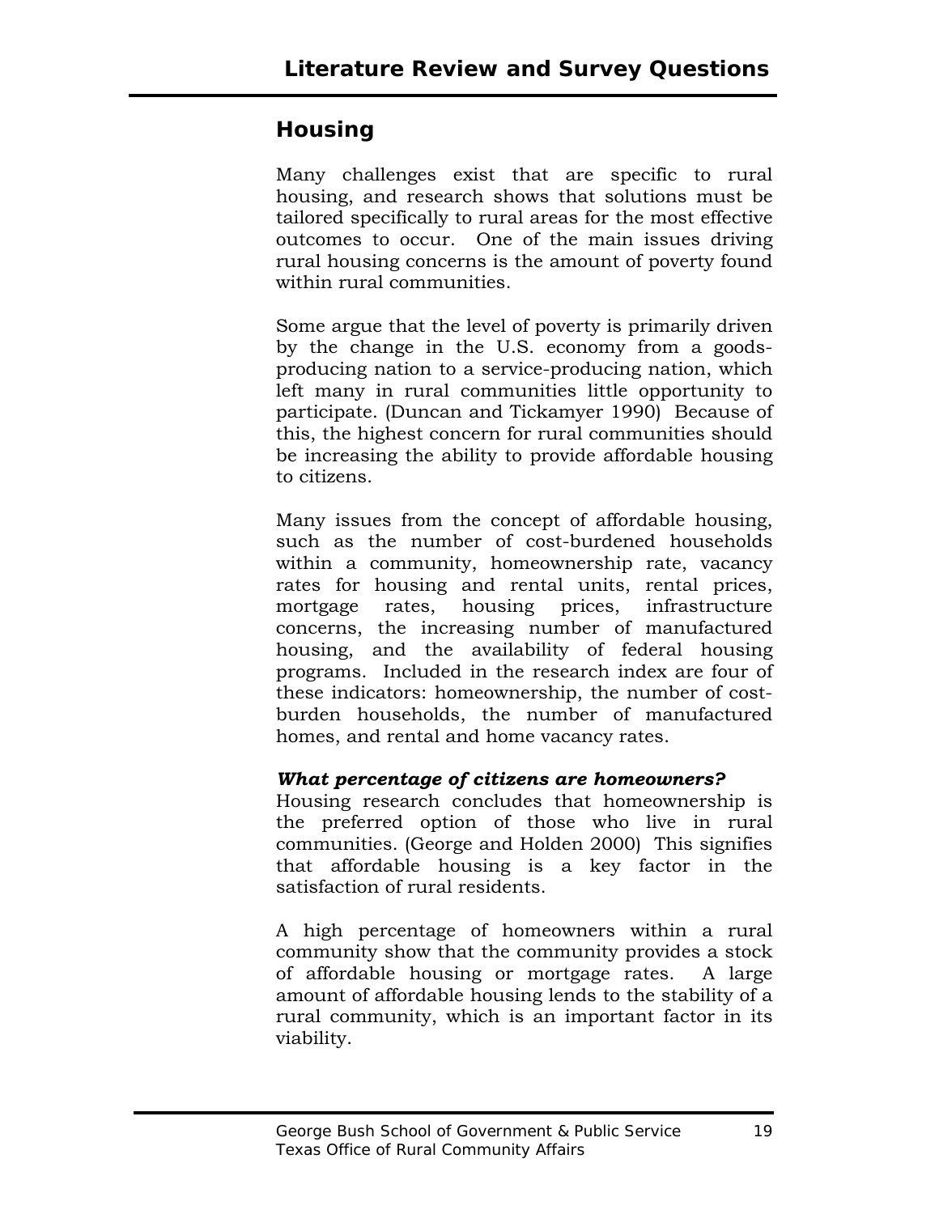## Housing

Many challenges exist that are specific to rural housing, and research shows that solutions must be tailored specifically to rural areas for the most effective outcomes to occur. One of the main issues driving rural housing concerns is the amount of poverty found within rural communities.

Some argue that the level of poverty is primarily driven by the change in the U.S. economy from a goods-producing nation to a service-producing nation, which left many in rural communities little opportunity to participate. (Duncan and Tickamyer 1990) Because of this, the highest concern for rural communities should be increasing the ability to provide affordable housing to citizens.

Many issues from the concept of affordable housing, such as the number of cost-burdened households within a community, homeownership rate, vacancy rates for housing and rental units, rental prices, mortgage rates, housing prices, infrastructure concerns, the increasing number of manufactured housing, and the availability of federal housing programs. Included in the research index are four of these indicators: homeownership, the number of cost-burden households, the number of manufactured homes, and rental and home vacancy rates.

***What percentage of citizens are homeowners?***

Housing research concludes that homeownership is the preferred option of those who live in rural communities. (George and Holden 2000) This signifies that affordable housing is a key factor in the satisfaction of rural residents.

A high percentage of homeowners within a rural community show that the community provides a stock of affordable housing or mortgage rates. A large amount of affordable housing lends to the stability of a rural community, which is an important factor in its viability.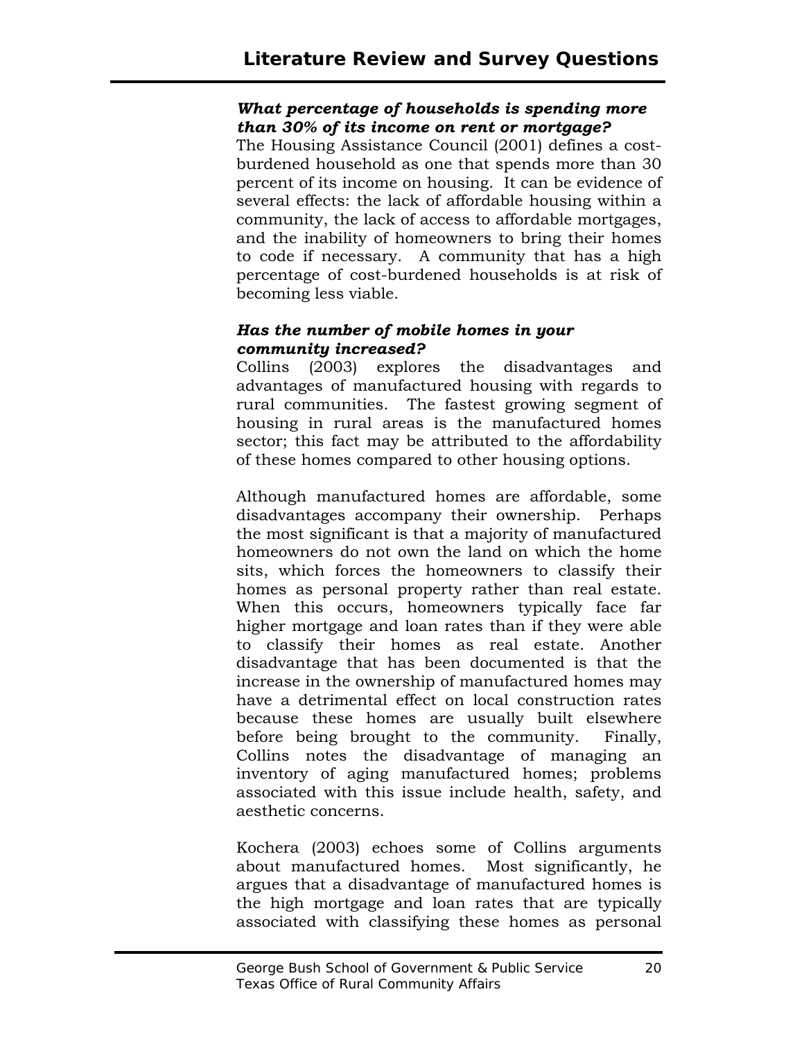### *What percentage of households is spending more than 30% of its income on rent or mortgage?*

The Housing Assistance Council (2001) defines a cost-burdened household as one that spends more than 30 percent of its income on housing. It can be evidence of several effects: the lack of affordable housing within a community, the lack of access to affordable mortgages, and the inability of homeowners to bring their homes to code if necessary. A community that has a high percentage of cost-burdened households is at risk of becoming less viable.

### *Has the number of mobile homes in your community increased?*

Collins (2003) explores the disadvantages and advantages of manufactured housing with regards to rural communities. The fastest growing segment of housing in rural areas is the manufactured homes sector; this fact may be attributed to the affordability of these homes compared to other housing options.

Although manufactured homes are affordable, some disadvantages accompany their ownership. Perhaps the most significant is that a majority of manufactured homeowners do not own the land on which the home sits, which forces the homeowners to classify their homes as personal property rather than real estate. When this occurs, homeowners typically face far higher mortgage and loan rates than if they were able to classify their homes as real estate. Another disadvantage that has been documented is that the increase in the ownership of manufactured homes may have a detrimental effect on local construction rates because these homes are usually built elsewhere before being brought to the community. Finally, Collins notes the disadvantage of managing an inventory of aging manufactured homes; problems associated with this issue include health, safety, and aesthetic concerns.

Kochera (2003) echoes some of Collins arguments about manufactured homes. Most significantly, he argues that a disadvantage of manufactured homes is the high mortgage and loan rates that are typically associated with classifying these homes as personal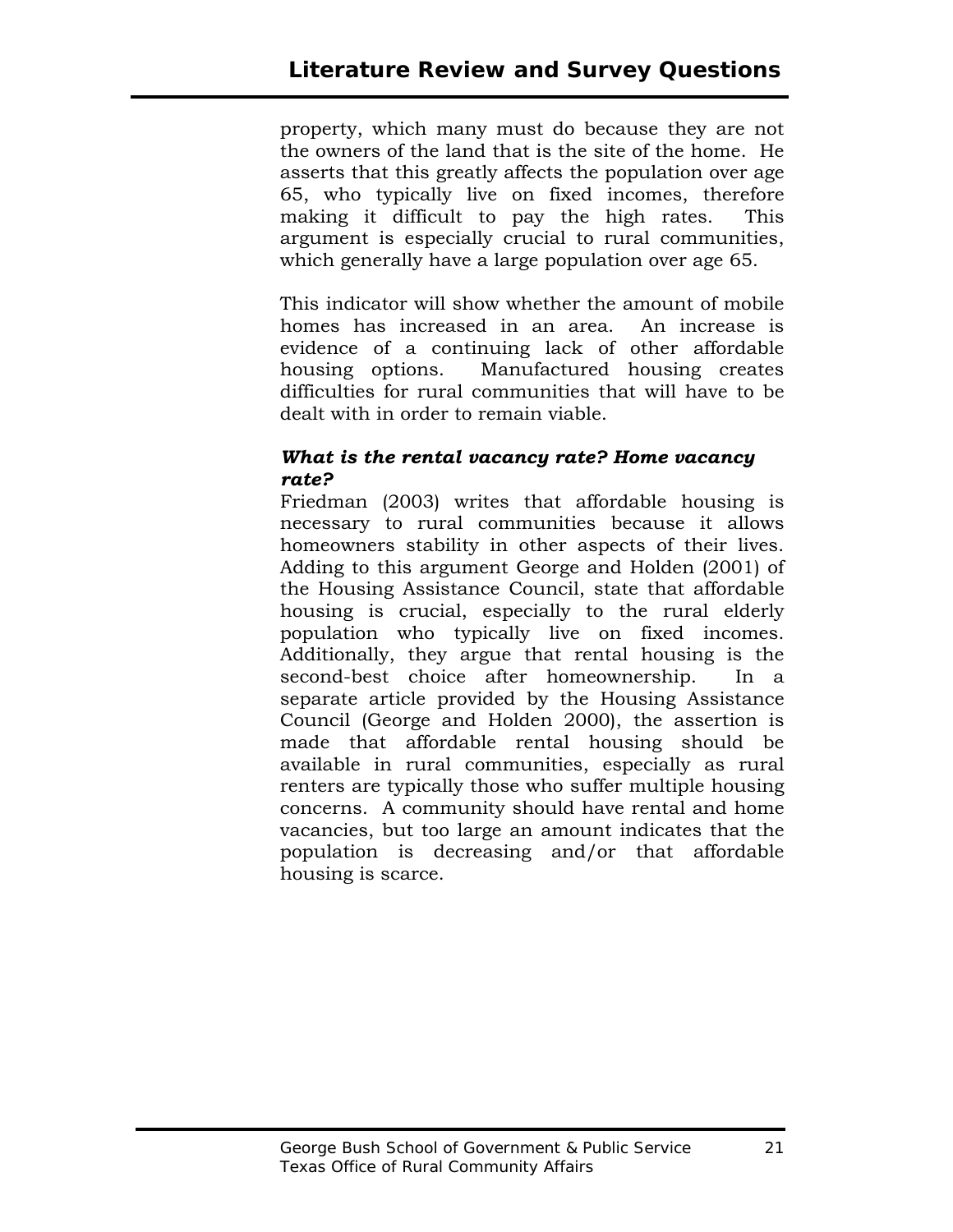property, which many must do because they are not the owners of the land that is the site of the home. He asserts that this greatly affects the population over age 65, who typically live on fixed incomes, therefore making it difficult to pay the high rates. This argument is especially crucial to rural communities, which generally have a large population over age 65.

This indicator will show whether the amount of mobile homes has increased in an area. An increase is evidence of a continuing lack of other affordable housing options. Manufactured housing creates difficulties for rural communities that will have to be dealt with in order to remain viable.

***What is the rental vacancy rate? Home vacancy rate?***

Friedman (2003) writes that affordable housing is necessary to rural communities because it allows homeowners stability in other aspects of their lives. Adding to this argument George and Holden (2001) of the Housing Assistance Council, state that affordable housing is crucial, especially to the rural elderly population who typically live on fixed incomes. Additionally, they argue that rental housing is the second-best choice after homeownership. In a separate article provided by the Housing Assistance Council (George and Holden 2000), the assertion is made that affordable rental housing should be available in rural communities, especially as rural renters are typically those who suffer multiple housing concerns. A community should have rental and home vacancies, but too large an amount indicates that the population is decreasing and/or that affordable housing is scarce.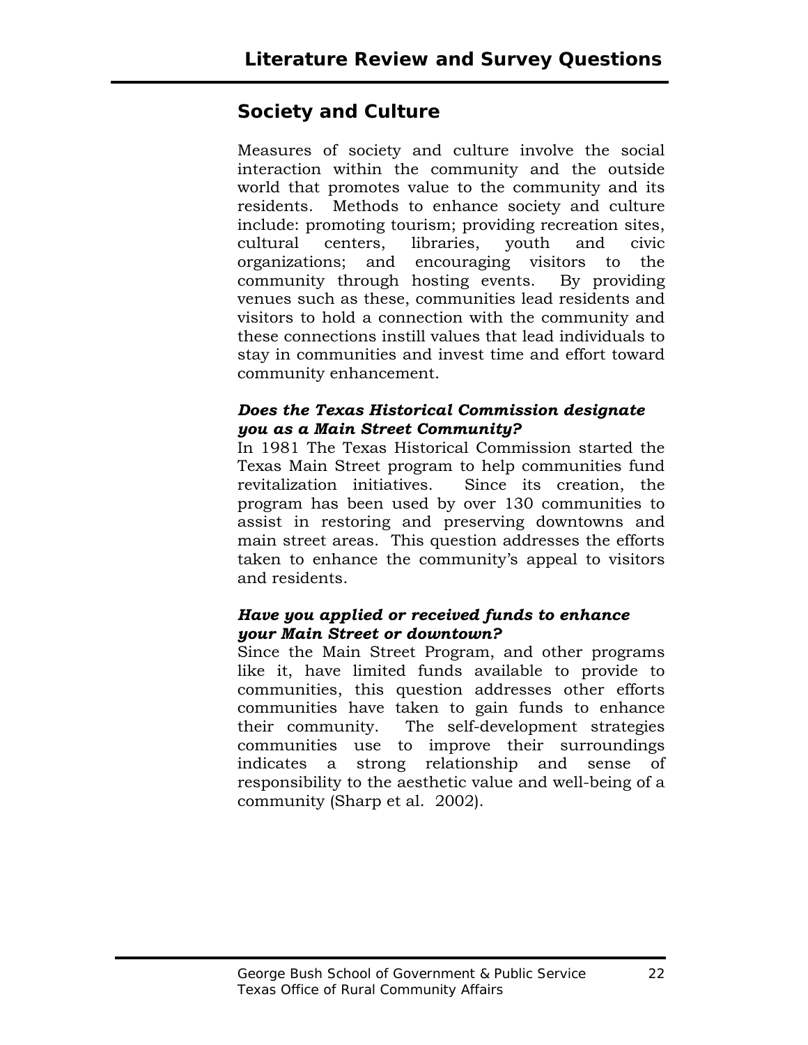## Society and Culture

Measures of society and culture involve the social interaction within the community and the outside world that promotes value to the community and its residents. Methods to enhance society and culture include: promoting tourism; providing recreation sites, cultural centers, libraries, youth and civic organizations; and encouraging visitors to the community through hosting events. By providing venues such as these, communities lead residents and visitors to hold a connection with the community and these connections instill values that lead individuals to stay in communities and invest time and effort toward community enhancement.

### *Does the Texas Historical Commission designate you as a Main Street Community?*

In 1981 The Texas Historical Commission started the Texas Main Street program to help communities fund revitalization initiatives. Since its creation, the program has been used by over 130 communities to assist in restoring and preserving downtowns and main street areas. This question addresses the efforts taken to enhance the community's appeal to visitors and residents.

### *Have you applied or received funds to enhance your Main Street or downtown?*

Since the Main Street Program, and other programs like it, have limited funds available to provide to communities, this question addresses other efforts communities have taken to gain funds to enhance their community. The self-development strategies communities use to improve their surroundings indicates a strong relationship and sense of responsibility to the aesthetic value and well-being of a community (Sharp et al. 2002).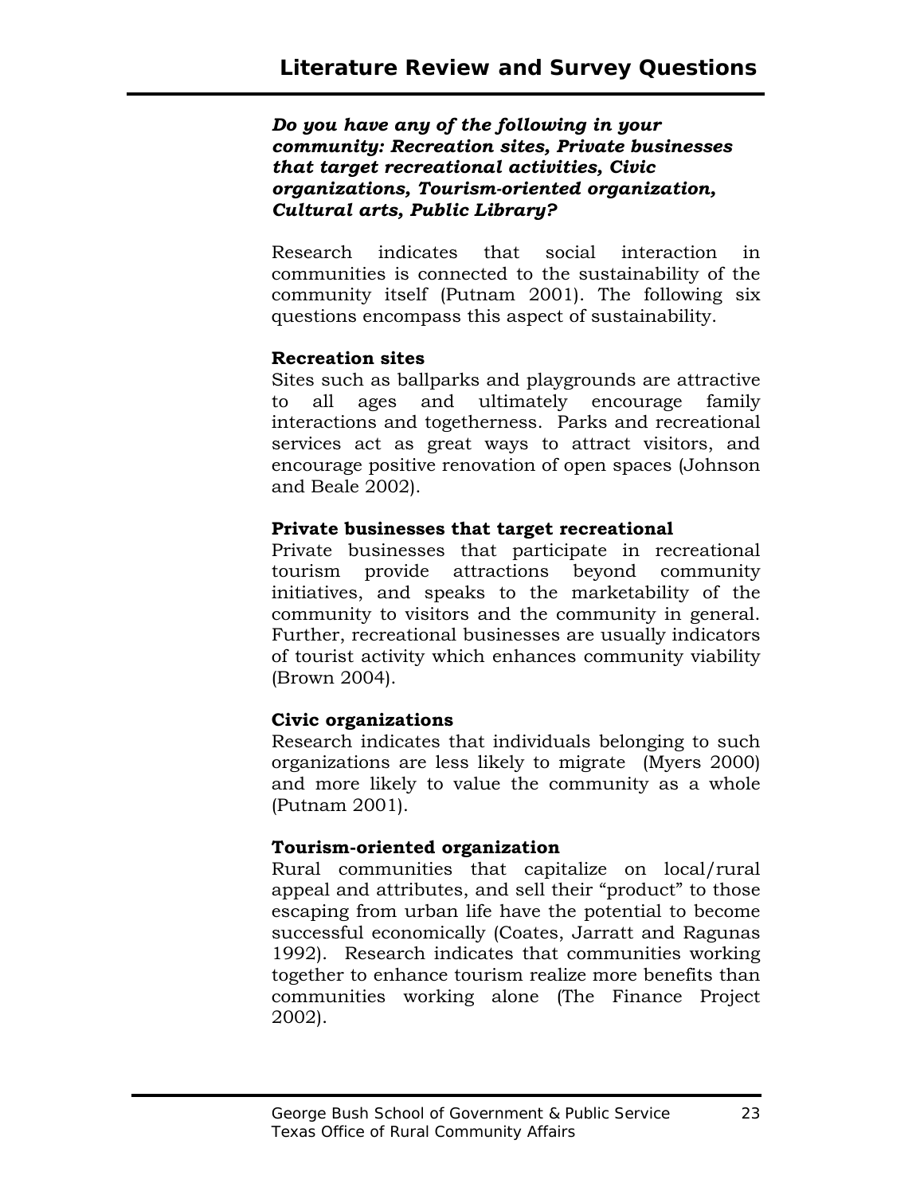***Do you have any of the following in your community: Recreation sites, Private businesses that target recreational activities, Civic organizations, Tourism-oriented organization, Cultural arts, Public Library?***

Research indicates that social interaction in communities is connected to the sustainability of the community itself (Putnam 2001). The following six questions encompass this aspect of sustainability.

**Recreation sites**

Sites such as ballparks and playgrounds are attractive to all ages and ultimately encourage family interactions and togetherness. Parks and recreational services act as great ways to attract visitors, and encourage positive renovation of open spaces (Johnson and Beale 2002).

**Private businesses that target recreational**

Private businesses that participate in recreational tourism provide attractions beyond community initiatives, and speaks to the marketability of the community to visitors and the community in general. Further, recreational businesses are usually indicators of tourist activity which enhances community viability (Brown 2004).

**Civic organizations**

Research indicates that individuals belonging to such organizations are less likely to migrate (Myers 2000) and more likely to value the community as a whole (Putnam 2001).

**Tourism-oriented organization**

Rural communities that capitalize on local/rural appeal and attributes, and sell their "product" to those escaping from urban life have the potential to become successful economically (Coates, Jarratt and Ragunas 1992). Research indicates that communities working together to enhance tourism realize more benefits than communities working alone (The Finance Project 2002).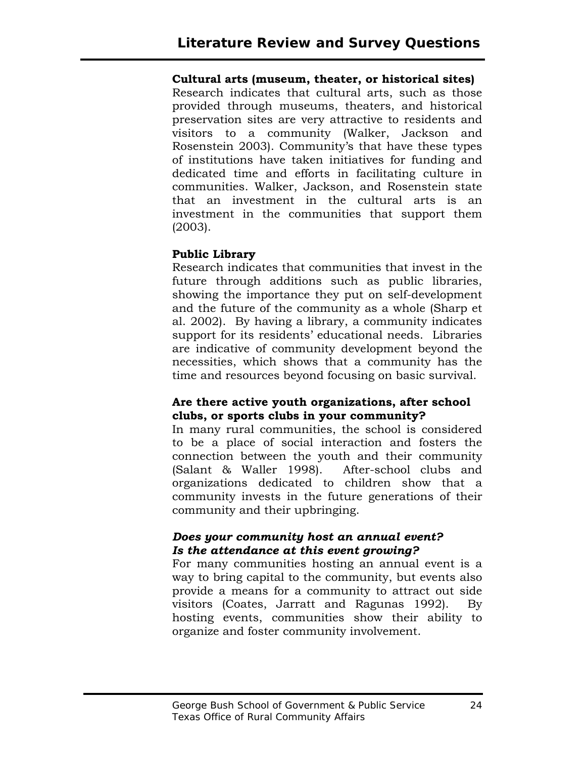**Cultural arts (museum, theater, or historical sites)**
Research indicates that cultural arts, such as those provided through museums, theaters, and historical preservation sites are very attractive to residents and visitors to a community (Walker, Jackson and Rosenstein 2003). Community's that have these types of institutions have taken initiatives for funding and dedicated time and efforts in facilitating culture in communities. Walker, Jackson, and Rosenstein state that an investment in the cultural arts is an investment in the communities that support them (2003).

**Public Library**
Research indicates that communities that invest in the future through additions such as public libraries, showing the importance they put on self-development and the future of the community as a whole (Sharp et al. 2002). By having a library, a community indicates support for its residents' educational needs. Libraries are indicative of community development beyond the necessities, which shows that a community has the time and resources beyond focusing on basic survival.

**Are there active youth organizations, after school clubs, or sports clubs in your community?**
In many rural communities, the school is considered to be a place of social interaction and fosters the connection between the youth and their community (Salant & Waller 1998). After-school clubs and organizations dedicated to children show that a community invests in the future generations of their community and their upbringing.

***Does your community host an annual event?***
***Is the attendance at this event growing?***
For many communities hosting an annual event is a way to bring capital to the community, but events also provide a means for a community to attract out side visitors (Coates, Jarratt and Ragunas 1992). By hosting events, communities show their ability to organize and foster community involvement.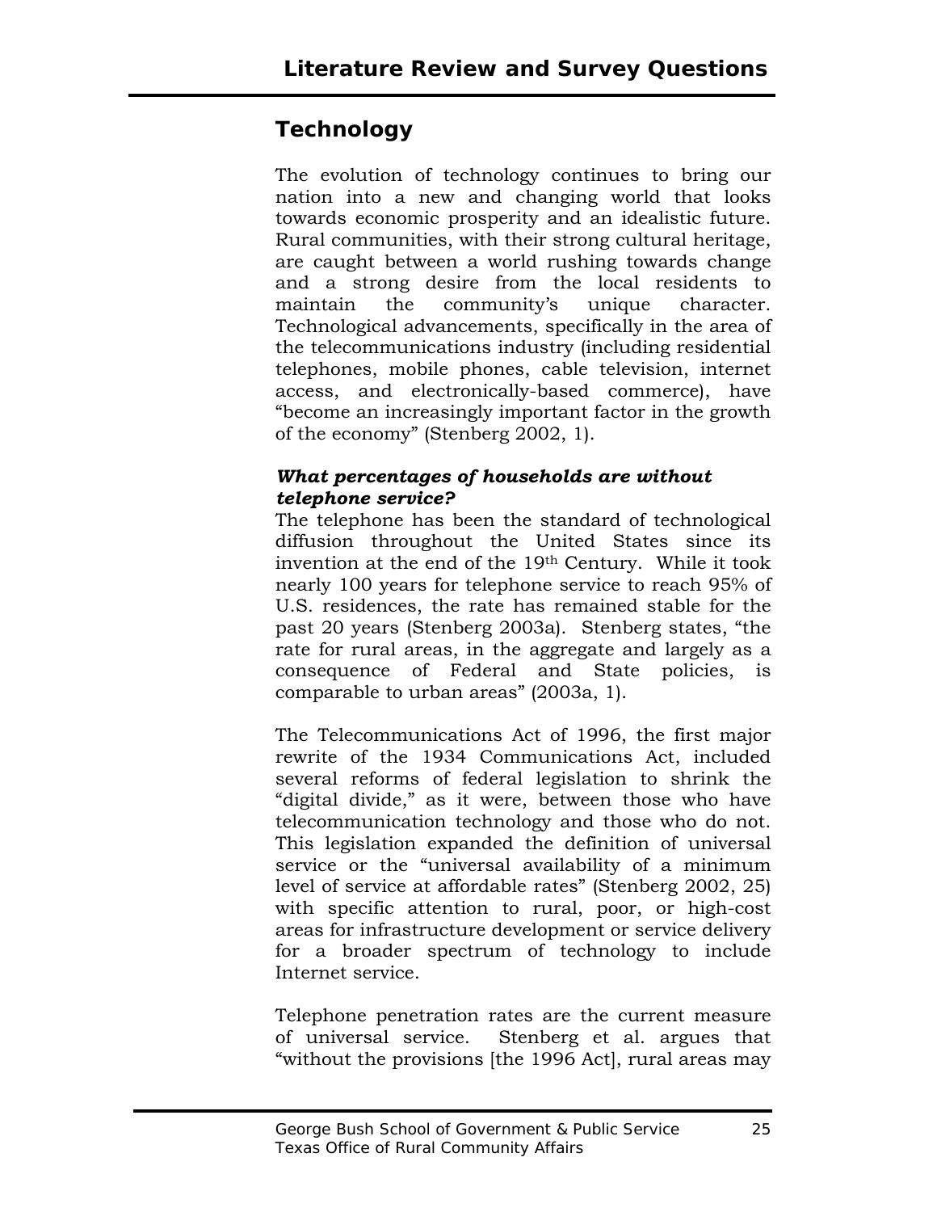## Technology

The evolution of technology continues to bring our nation into a new and changing world that looks towards economic prosperity and an idealistic future. Rural communities, with their strong cultural heritage, are caught between a world rushing towards change and a strong desire from the local residents to maintain the community's unique character. Technological advancements, specifically in the area of the telecommunications industry (including residential telephones, mobile phones, cable television, internet access, and electronically-based commerce), have "become an increasingly important factor in the growth of the economy" (Stenberg 2002, 1).

### *What percentages of households are without telephone service?*

The telephone has been the standard of technological diffusion throughout the United States since its invention at the end of the 19th Century. While it took nearly 100 years for telephone service to reach 95% of U.S. residences, the rate has remained stable for the past 20 years (Stenberg 2003a). Stenberg states, "the rate for rural areas, in the aggregate and largely as a consequence of Federal and State policies, is comparable to urban areas" (2003a, 1).

The Telecommunications Act of 1996, the first major rewrite of the 1934 Communications Act, included several reforms of federal legislation to shrink the "digital divide," as it were, between those who have telecommunication technology and those who do not. This legislation expanded the definition of universal service or the "universal availability of a minimum level of service at affordable rates" (Stenberg 2002, 25) with specific attention to rural, poor, or high-cost areas for infrastructure development or service delivery for a broader spectrum of technology to include Internet service.

Telephone penetration rates are the current measure of universal service. Stenberg et al. argues that "without the provisions [the 1996 Act], rural areas may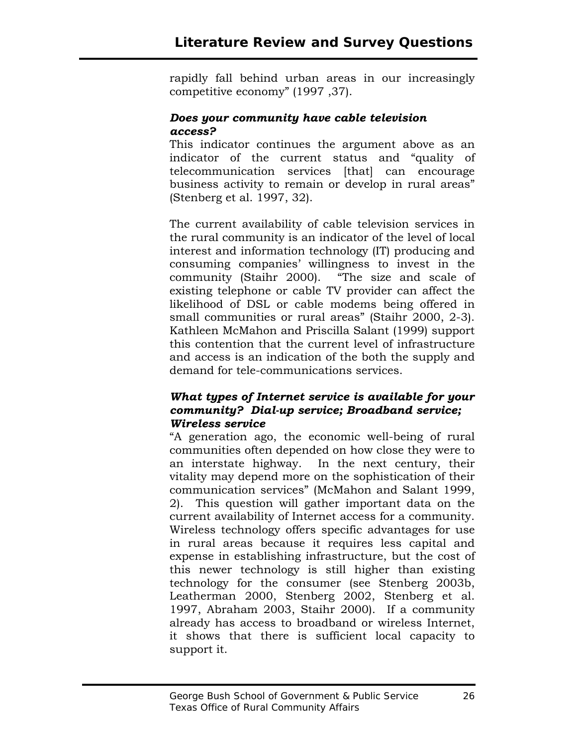rapidly fall behind urban areas in our increasingly competitive economy" (1997 ,37).

### *Does your community have cable television access?*

This indicator continues the argument above as an indicator of the current status and "quality of telecommunication services [that] can encourage business activity to remain or develop in rural areas" (Stenberg et al. 1997, 32).

The current availability of cable television services in the rural community is an indicator of the level of local interest and information technology (IT) producing and consuming companies' willingness to invest in the community (Staihr 2000). "The size and scale of existing telephone or cable TV provider can affect the likelihood of DSL or cable modems being offered in small communities or rural areas" (Staihr 2000, 2-3). Kathleen McMahon and Priscilla Salant (1999) support this contention that the current level of infrastructure and access is an indication of the both the supply and demand for tele-communications services.

### *What types of Internet service is available for your community? Dial-up service; Broadband service; Wireless service*

"A generation ago, the economic well-being of rural communities often depended on how close they were to an interstate highway. In the next century, their vitality may depend more on the sophistication of their communication services" (McMahon and Salant 1999, 2). This question will gather important data on the current availability of Internet access for a community. Wireless technology offers specific advantages for use in rural areas because it requires less capital and expense in establishing infrastructure, but the cost of this newer technology is still higher than existing technology for the consumer (see Stenberg 2003b, Leatherman 2000, Stenberg 2002, Stenberg et al. 1997, Abraham 2003, Staihr 2000). If a community already has access to broadband or wireless Internet, it shows that there is sufficient local capacity to support it.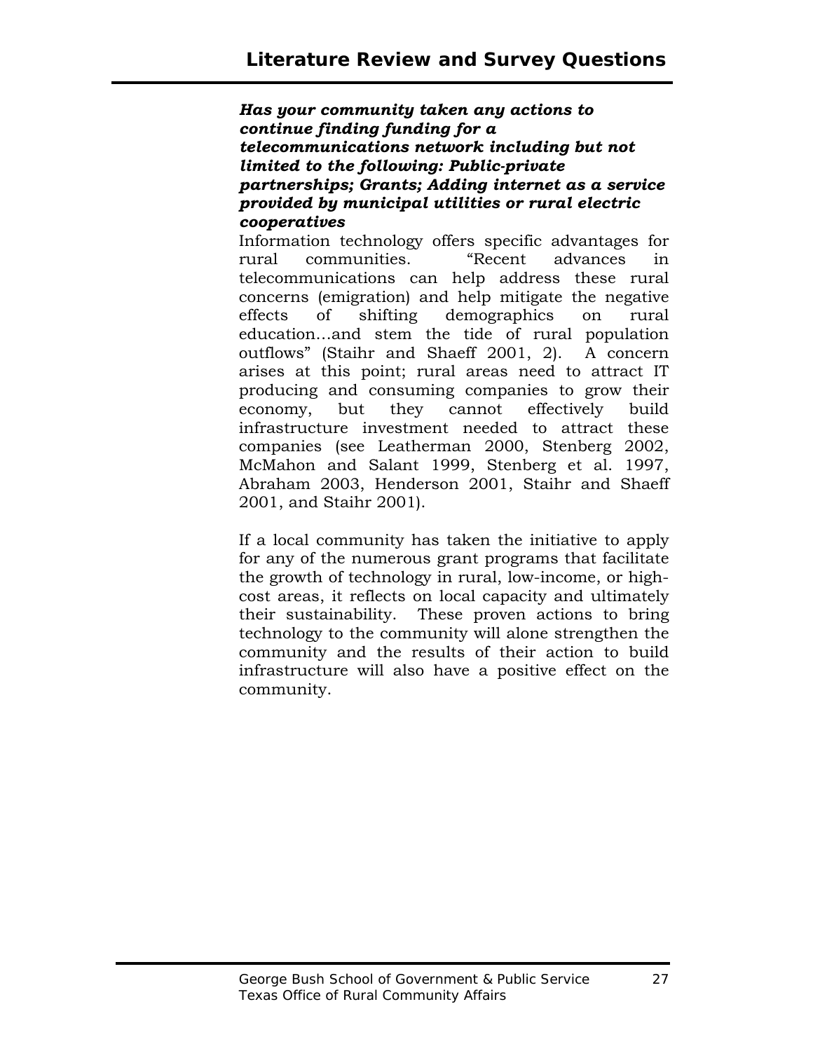***Has your community taken any actions to continue finding funding for a telecommunications network including but not limited to the following: Public-private partnerships; Grants; Adding internet as a service provided by municipal utilities or rural electric cooperatives***

Information technology offers specific advantages for rural communities. "Recent advances in telecommunications can help address these rural concerns (emigration) and help mitigate the negative effects of shifting demographics on rural education…and stem the tide of rural population outflows" (Staihr and Shaeff 2001, 2). A concern arises at this point; rural areas need to attract IT producing and consuming companies to grow their economy, but they cannot effectively build infrastructure investment needed to attract these companies (see Leatherman 2000, Stenberg 2002, McMahon and Salant 1999, Stenberg et al. 1997, Abraham 2003, Henderson 2001, Staihr and Shaeff 2001, and Staihr 2001).

If a local community has taken the initiative to apply for any of the numerous grant programs that facilitate the growth of technology in rural, low-income, or high-cost areas, it reflects on local capacity and ultimately their sustainability. These proven actions to bring technology to the community will alone strengthen the community and the results of their action to build infrastructure will also have a positive effect on the community.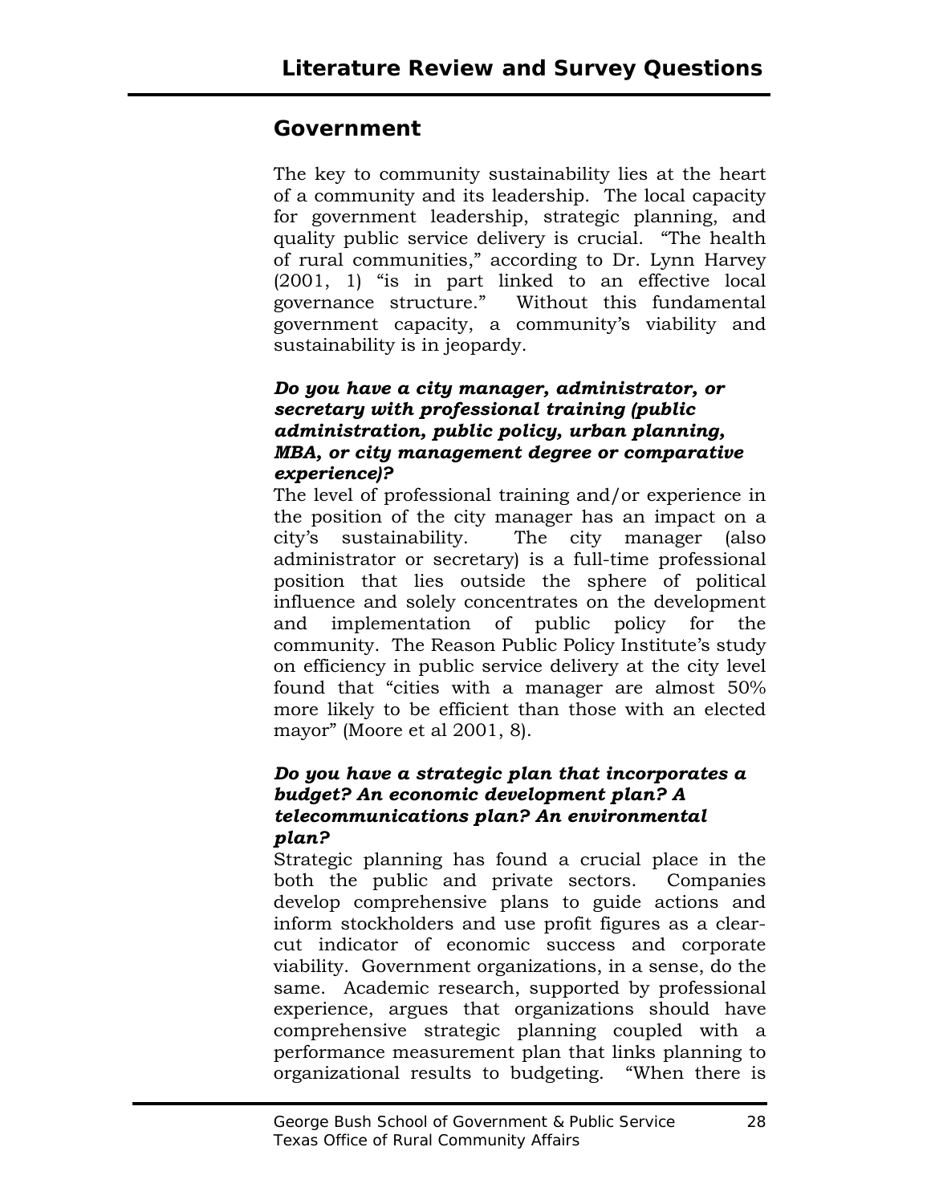## Government

The key to community sustainability lies at the heart of a community and its leadership. The local capacity for government leadership, strategic planning, and quality public service delivery is crucial. "The health of rural communities," according to Dr. Lynn Harvey (2001, 1) "is in part linked to an effective local governance structure." Without this fundamental government capacity, a community's viability and sustainability is in jeopardy.

***Do you have a city manager, administrator, or secretary with professional training (public administration, public policy, urban planning, MBA, or city management degree or comparative experience)?***

The level of professional training and/or experience in the position of the city manager has an impact on a city's sustainability. The city manager (also administrator or secretary) is a full-time professional position that lies outside the sphere of political influence and solely concentrates on the development and implementation of public policy for the community. The Reason Public Policy Institute's study on efficiency in public service delivery at the city level found that "cities with a manager are almost 50% more likely to be efficient than those with an elected mayor" (Moore et al 2001, 8).

***Do you have a strategic plan that incorporates a budget? An economic development plan? A telecommunications plan? An environmental plan?***

Strategic planning has found a crucial place in the both the public and private sectors. Companies develop comprehensive plans to guide actions and inform stockholders and use profit figures as a clear-cut indicator of economic success and corporate viability. Government organizations, in a sense, do the same. Academic research, supported by professional experience, argues that organizations should have comprehensive strategic planning coupled with a performance measurement plan that links planning to organizational results to budgeting. "When there is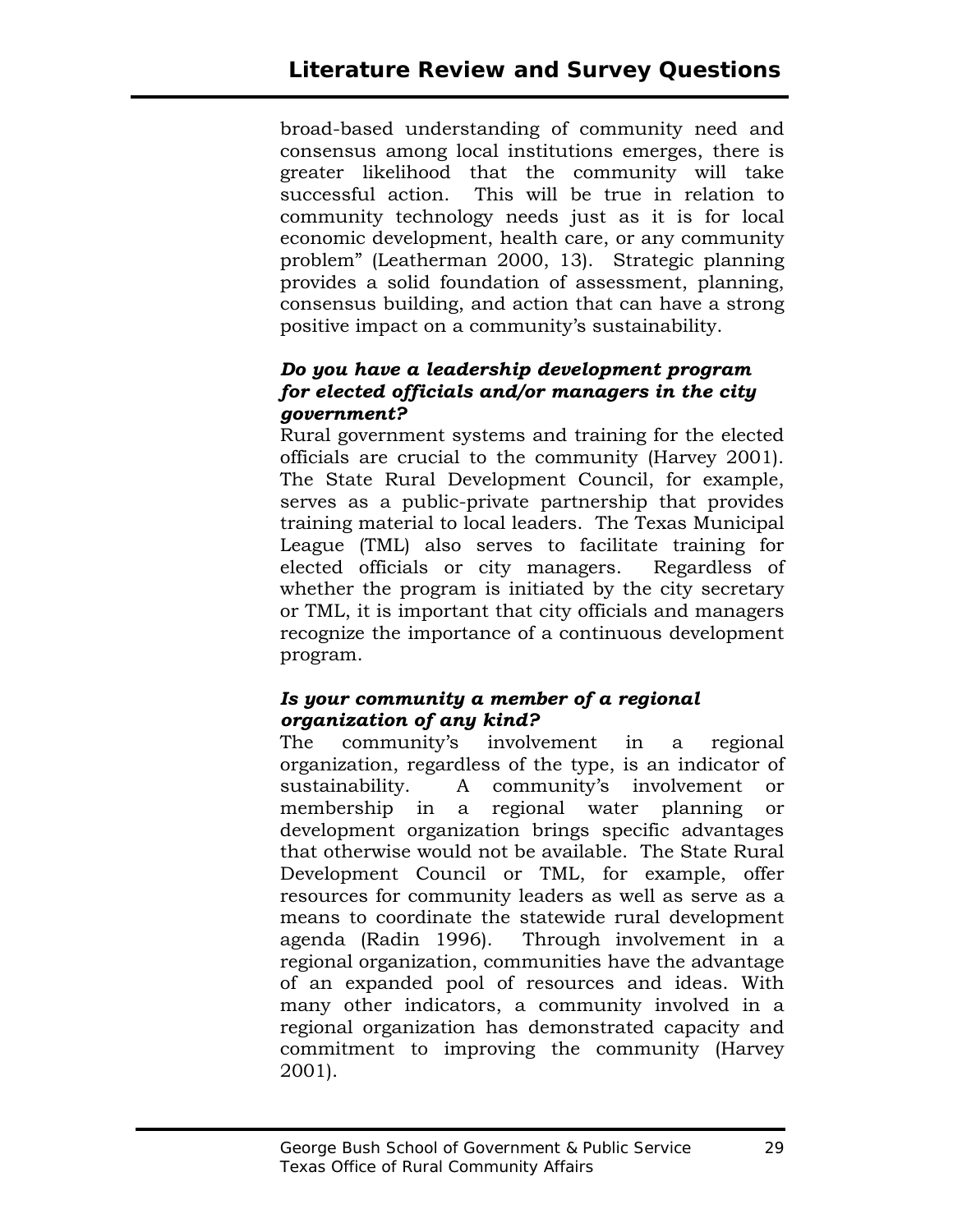broad-based understanding of community need and consensus among local institutions emerges, there is greater likelihood that the community will take successful action. This will be true in relation to community technology needs just as it is for local economic development, health care, or any community problem" (Leatherman 2000, 13). Strategic planning provides a solid foundation of assessment, planning, consensus building, and action that can have a strong positive impact on a community's sustainability.

***Do you have a leadership development program for elected officials and/or managers in the city government?***

Rural government systems and training for the elected officials are crucial to the community (Harvey 2001). The State Rural Development Council, for example, serves as a public-private partnership that provides training material to local leaders. The Texas Municipal League (TML) also serves to facilitate training for elected officials or city managers. Regardless of whether the program is initiated by the city secretary or TML, it is important that city officials and managers recognize the importance of a continuous development program.

***Is your community a member of a regional organization of any kind?***

The community's involvement in a regional organization, regardless of the type, is an indicator of sustainability. A community's involvement or membership in a regional water planning or development organization brings specific advantages that otherwise would not be available. The State Rural Development Council or TML, for example, offer resources for community leaders as well as serve as a means to coordinate the statewide rural development agenda (Radin 1996). Through involvement in a regional organization, communities have the advantage of an expanded pool of resources and ideas. With many other indicators, a community involved in a regional organization has demonstrated capacity and commitment to improving the community (Harvey 2001).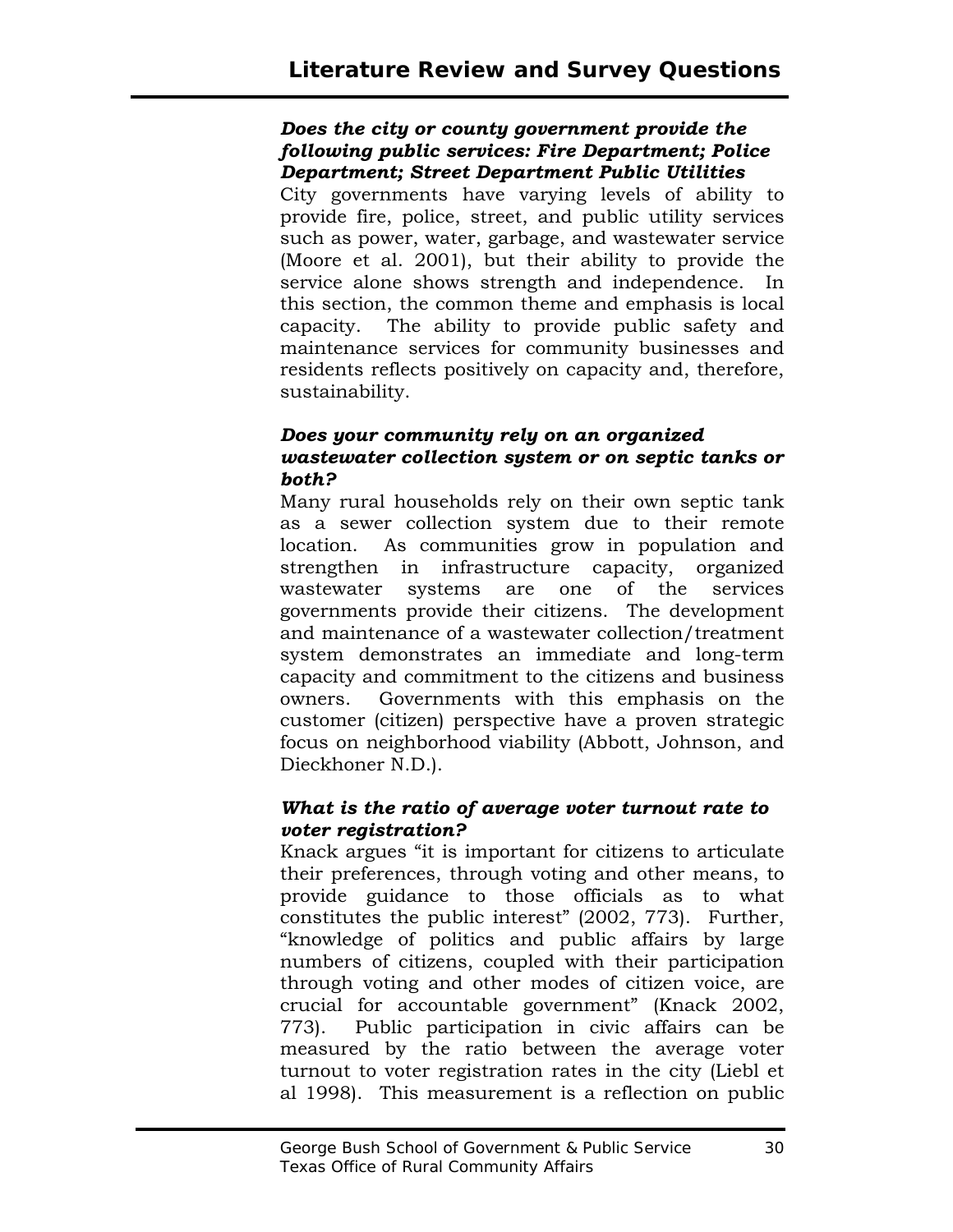***Does the city or county government provide the following public services: Fire Department; Police Department; Street Department Public Utilities***

City governments have varying levels of ability to provide fire, police, street, and public utility services such as power, water, garbage, and wastewater service (Moore et al. 2001), but their ability to provide the service alone shows strength and independence. In this section, the common theme and emphasis is local capacity. The ability to provide public safety and maintenance services for community businesses and residents reflects positively on capacity and, therefore, sustainability.

***Does your community rely on an organized wastewater collection system or on septic tanks or both?***

Many rural households rely on their own septic tank as a sewer collection system due to their remote location. As communities grow in population and strengthen in infrastructure capacity, organized wastewater systems are one of the services governments provide their citizens. The development and maintenance of a wastewater collection/treatment system demonstrates an immediate and long-term capacity and commitment to the citizens and business owners. Governments with this emphasis on the customer (citizen) perspective have a proven strategic focus on neighborhood viability (Abbott, Johnson, and Dieckhoner N.D.).

***What is the ratio of average voter turnout rate to voter registration?***

Knack argues "it is important for citizens to articulate their preferences, through voting and other means, to provide guidance to those officials as to what constitutes the public interest" (2002, 773). Further, "knowledge of politics and public affairs by large numbers of citizens, coupled with their participation through voting and other modes of citizen voice, are crucial for accountable government" (Knack 2002, 773). Public participation in civic affairs can be measured by the ratio between the average voter turnout to voter registration rates in the city (Liebl et al 1998). This measurement is a reflection on public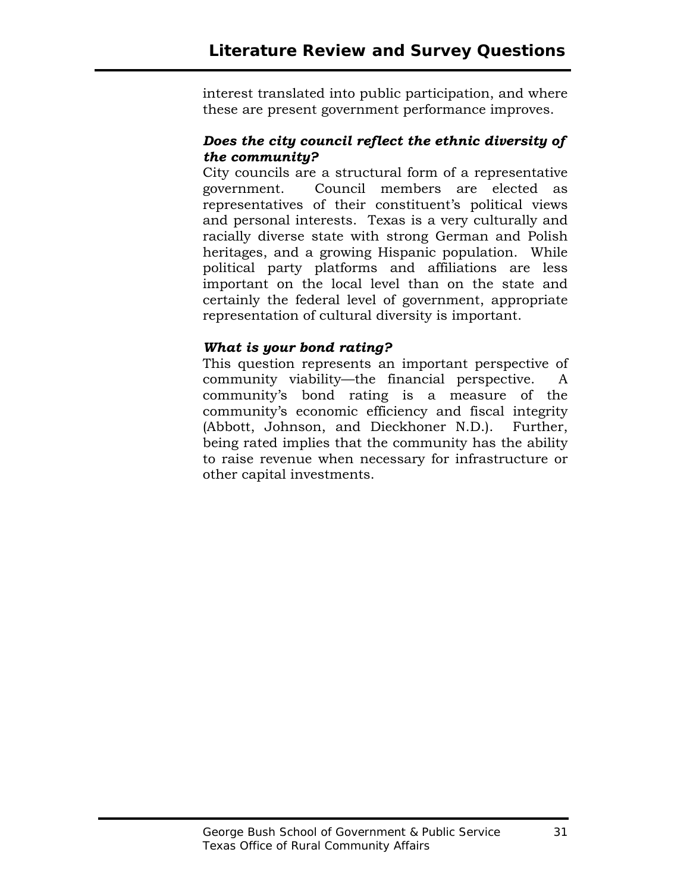interest translated into public participation, and where these are present government performance improves.

***Does the city council reflect the ethnic diversity of the community?***

City councils are a structural form of a representative government. Council members are elected as representatives of their constituent's political views and personal interests. Texas is a very culturally and racially diverse state with strong German and Polish heritages, and a growing Hispanic population. While political party platforms and affiliations are less important on the local level than on the state and certainly the federal level of government, appropriate representation of cultural diversity is important.

***What is your bond rating?***

This question represents an important perspective of community viability—the financial perspective. A community's bond rating is a measure of the community's economic efficiency and fiscal integrity (Abbott, Johnson, and Dieckhoner N.D.). Further, being rated implies that the community has the ability to raise revenue when necessary for infrastructure or other capital investments.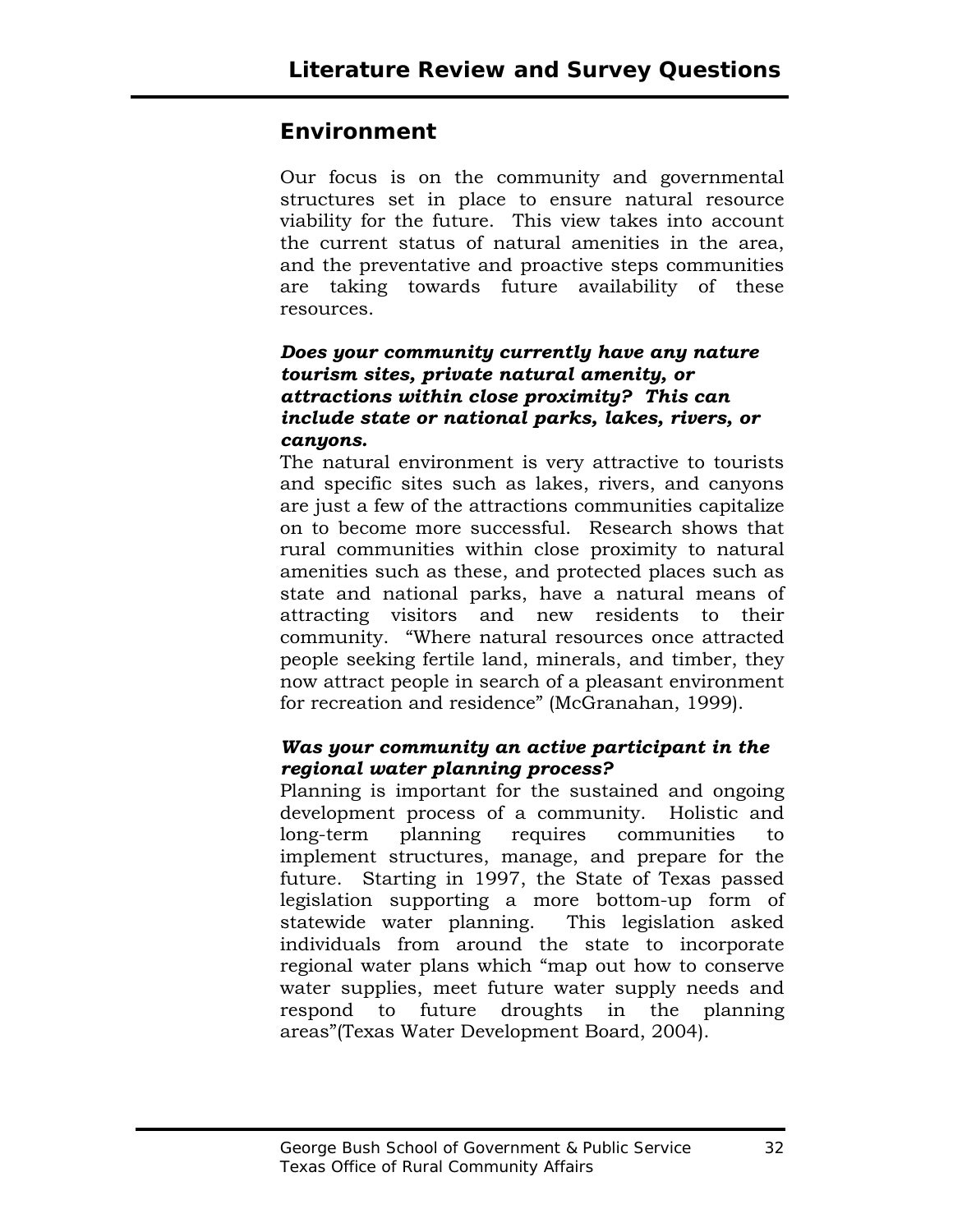## Environment

Our focus is on the community and governmental structures set in place to ensure natural resource viability for the future. This view takes into account the current status of natural amenities in the area, and the preventative and proactive steps communities are taking towards future availability of these resources.

***Does your community currently have any nature tourism sites, private natural amenity, or attractions within close proximity? This can include state or national parks, lakes, rivers, or canyons.***

The natural environment is very attractive to tourists and specific sites such as lakes, rivers, and canyons are just a few of the attractions communities capitalize on to become more successful. Research shows that rural communities within close proximity to natural amenities such as these, and protected places such as state and national parks, have a natural means of attracting visitors and new residents to their community. "Where natural resources once attracted people seeking fertile land, minerals, and timber, they now attract people in search of a pleasant environment for recreation and residence" (McGranahan, 1999).

***Was your community an active participant in the regional water planning process?***

Planning is important for the sustained and ongoing development process of a community. Holistic and long-term planning requires communities to implement structures, manage, and prepare for the future. Starting in 1997, the State of Texas passed legislation supporting a more bottom-up form of statewide water planning. This legislation asked individuals from around the state to incorporate regional water plans which "map out how to conserve water supplies, meet future water supply needs and respond to future droughts in the planning areas"(Texas Water Development Board, 2004).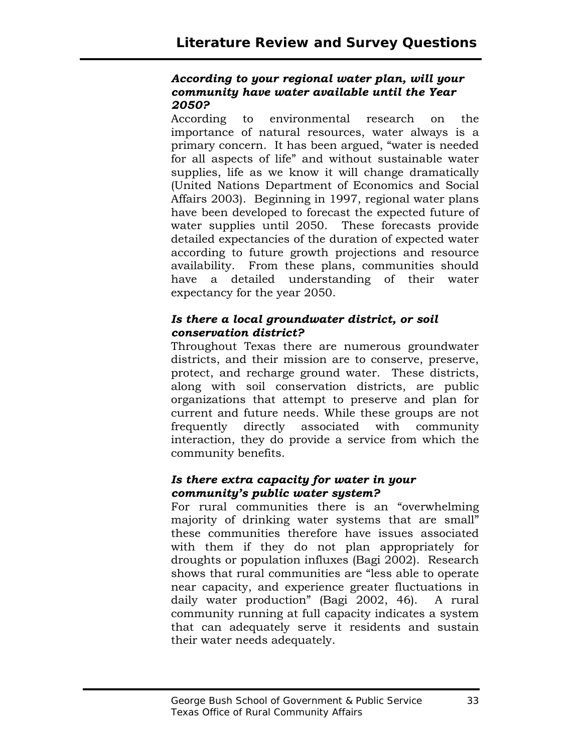## Literature Review and Survey Questions

***According to your regional water plan, will your community have water available until the Year 2050?***

According to environmental research on the importance of natural resources, water always is a primary concern. It has been argued, "water is needed for all aspects of life" and without sustainable water supplies, life as we know it will change dramatically (United Nations Department of Economics and Social Affairs 2003). Beginning in 1997, regional water plans have been developed to forecast the expected future of water supplies until 2050. These forecasts provide detailed expectancies of the duration of expected water according to future growth projections and resource availability. From these plans, communities should have a detailed understanding of their water expectancy for the year 2050.

***Is there a local groundwater district, or soil conservation district?***

Throughout Texas there are numerous groundwater districts, and their mission are to conserve, preserve, protect, and recharge ground water. These districts, along with soil conservation districts, are public organizations that attempt to preserve and plan for current and future needs. While these groups are not frequently directly associated with community interaction, they do provide a service from which the community benefits.

***Is there extra capacity for water in your community's public water system?***

For rural communities there is an "overwhelming majority of drinking water systems that are small" these communities therefore have issues associated with them if they do not plan appropriately for droughts or population influxes (Bagi 2002). Research shows that rural communities are "less able to operate near capacity, and experience greater fluctuations in daily water production" (Bagi 2002, 46). A rural community running at full capacity indicates a system that can adequately serve it residents and sustain their water needs adequately.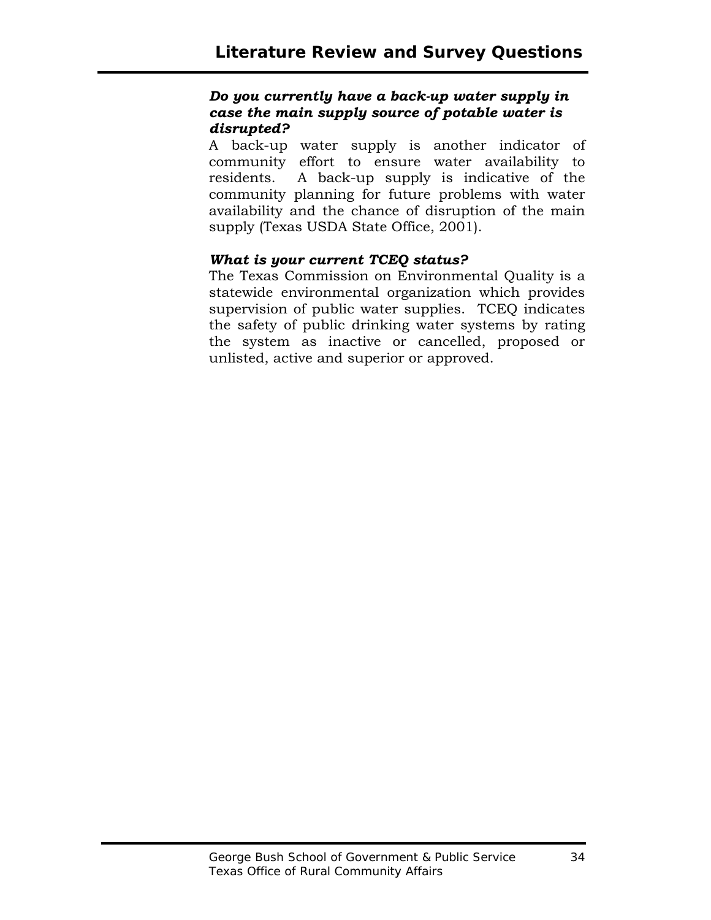### *Do you currently have a back-up water supply in case the main supply source of potable water is disrupted?*

A back-up water supply is another indicator of community effort to ensure water availability to residents. A back-up supply is indicative of the community planning for future problems with water availability and the chance of disruption of the main supply (Texas USDA State Office, 2001).

### *What is your current TCEQ status?*

The Texas Commission on Environmental Quality is a statewide environmental organization which provides supervision of public water supplies. TCEQ indicates the safety of public drinking water systems by rating the system as inactive or cancelled, proposed or unlisted, active and superior or approved.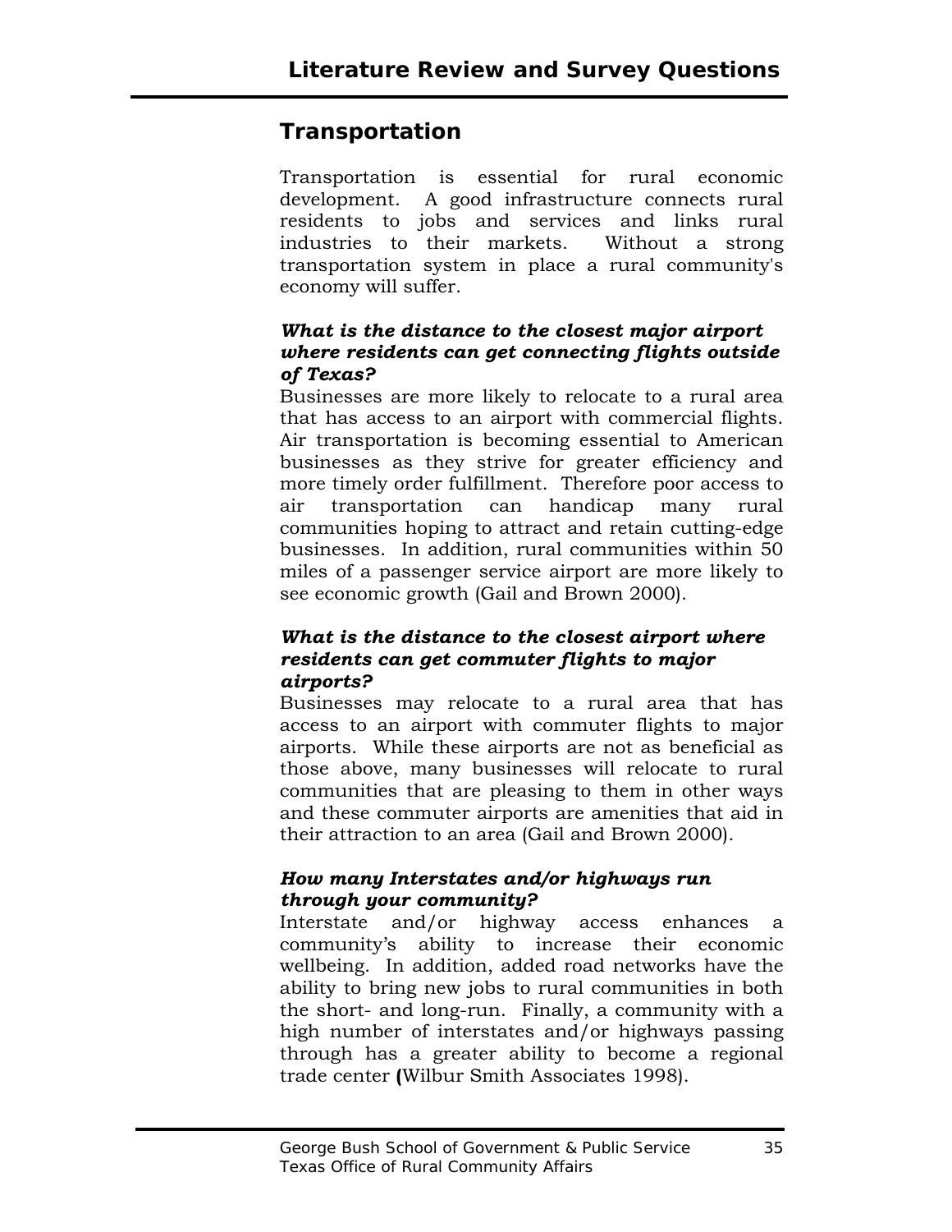## Transportation

Transportation is essential for rural economic development. A good infrastructure connects rural residents to jobs and services and links rural industries to their markets. Without a strong transportation system in place a rural community's economy will suffer.

***What is the distance to the closest major airport where residents can get connecting flights outside of Texas?***

Businesses are more likely to relocate to a rural area that has access to an airport with commercial flights. Air transportation is becoming essential to American businesses as they strive for greater efficiency and more timely order fulfillment. Therefore poor access to air transportation can handicap many rural communities hoping to attract and retain cutting-edge businesses. In addition, rural communities within 50 miles of a passenger service airport are more likely to see economic growth (Gail and Brown 2000).

***What is the distance to the closest airport where residents can get commuter flights to major airports?***

Businesses may relocate to a rural area that has access to an airport with commuter flights to major airports. While these airports are not as beneficial as those above, many businesses will relocate to rural communities that are pleasing to them in other ways and these commuter airports are amenities that aid in their attraction to an area (Gail and Brown 2000).

***How many Interstates and/or highways run through your community?***

Interstate and/or highway access enhances a community's ability to increase their economic wellbeing. In addition, added road networks have the ability to bring new jobs to rural communities in both the short- and long-run. Finally, a community with a high number of interstates and/or highways passing through has a greater ability to become a regional trade center **(**Wilbur Smith Associates 1998).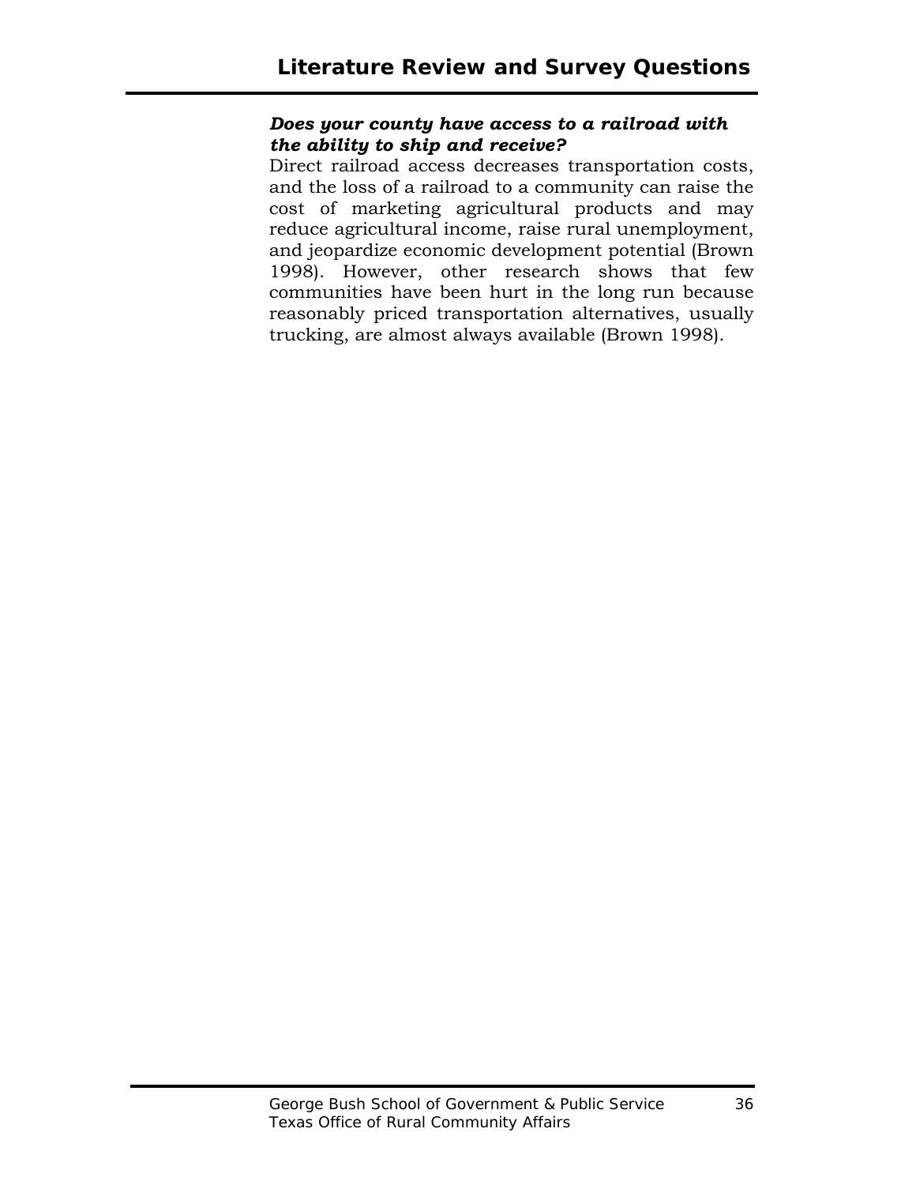***Does your county have access to a railroad with the ability to ship and receive?***

Direct railroad access decreases transportation costs, and the loss of a railroad to a community can raise the cost of marketing agricultural products and may reduce agricultural income, raise rural unemployment, and jeopardize economic development potential (Brown 1998). However, other research shows that few communities have been hurt in the long run because reasonably priced transportation alternatives, usually trucking, are almost always available (Brown 1998).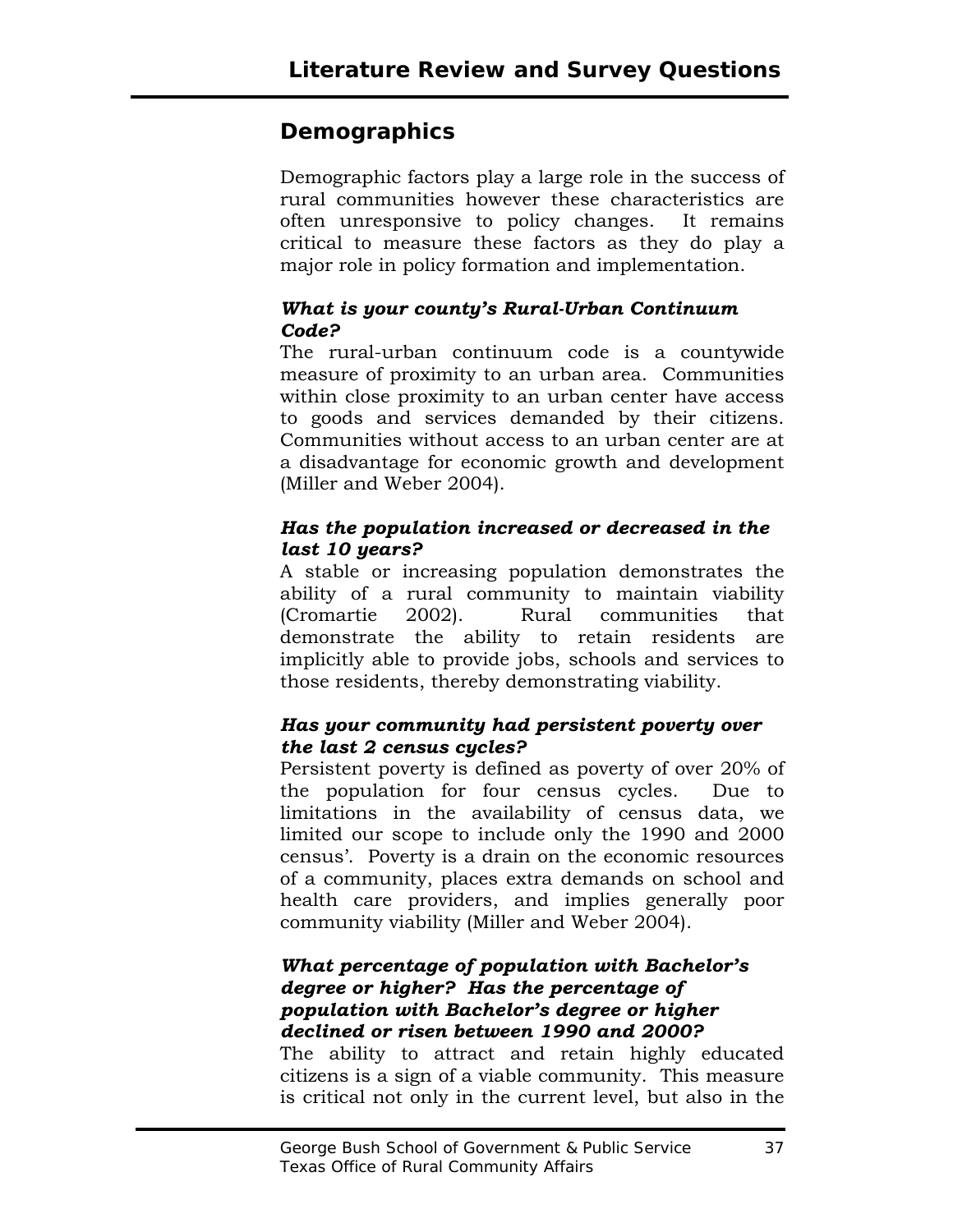## Demographics

Demographic factors play a large role in the success of rural communities however these characteristics are often unresponsive to policy changes. It remains critical to measure these factors as they do play a major role in policy formation and implementation.

***What is your county's Rural-Urban Continuum Code?***

The rural-urban continuum code is a countywide measure of proximity to an urban area. Communities within close proximity to an urban center have access to goods and services demanded by their citizens. Communities without access to an urban center are at a disadvantage for economic growth and development (Miller and Weber 2004).

***Has the population increased or decreased in the last 10 years?***

A stable or increasing population demonstrates the ability of a rural community to maintain viability (Cromartie 2002). Rural communities that demonstrate the ability to retain residents are implicitly able to provide jobs, schools and services to those residents, thereby demonstrating viability.

***Has your community had persistent poverty over the last 2 census cycles?***

Persistent poverty is defined as poverty of over 20% of the population for four census cycles. Due to limitations in the availability of census data, we limited our scope to include only the 1990 and 2000 census'. Poverty is a drain on the economic resources of a community, places extra demands on school and health care providers, and implies generally poor community viability (Miller and Weber 2004).

***What percentage of population with Bachelor's degree or higher? Has the percentage of population with Bachelor's degree or higher declined or risen between 1990 and 2000?***

The ability to attract and retain highly educated citizens is a sign of a viable community. This measure is critical not only in the current level, but also in the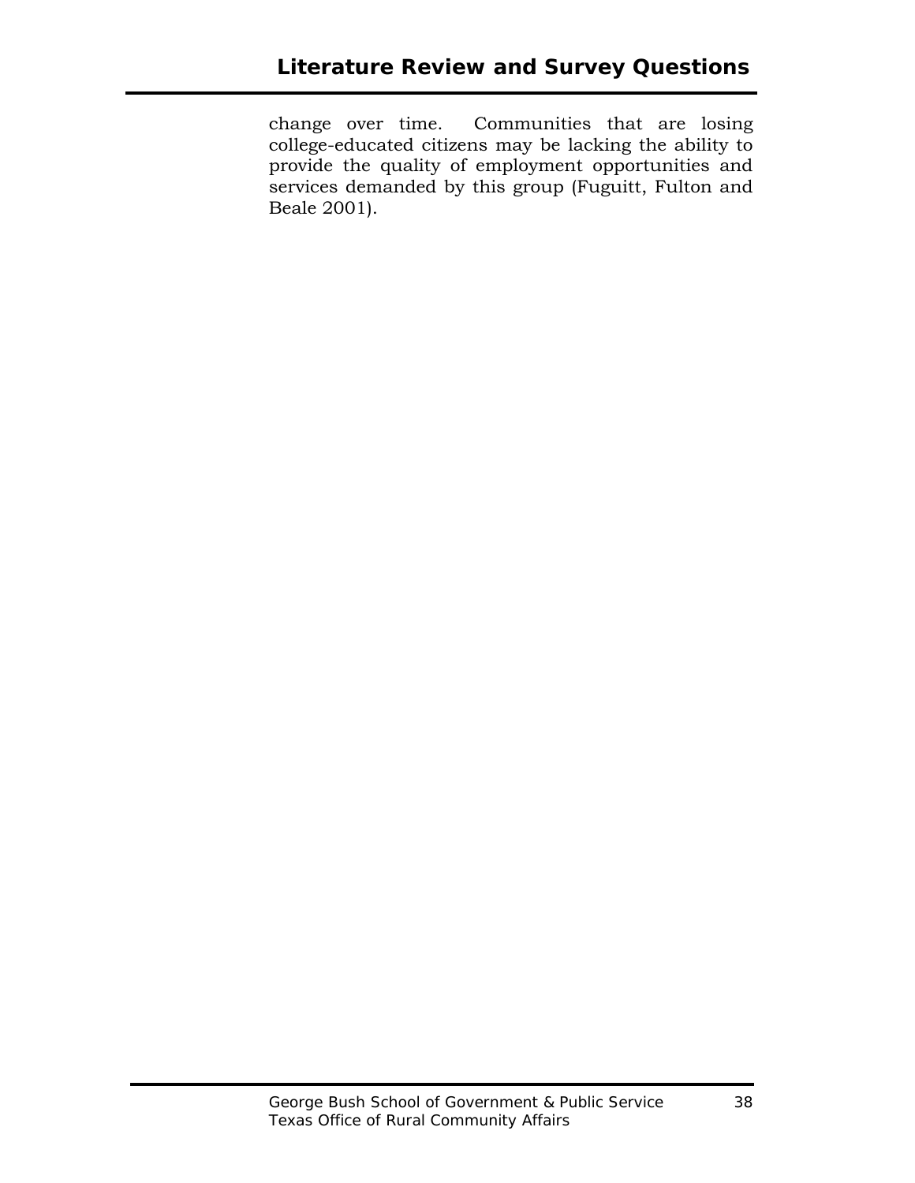change over time. Communities that are losing college-educated citizens may be lacking the ability to provide the quality of employment opportunities and services demanded by this group (Fuguitt, Fulton and Beale 2001).